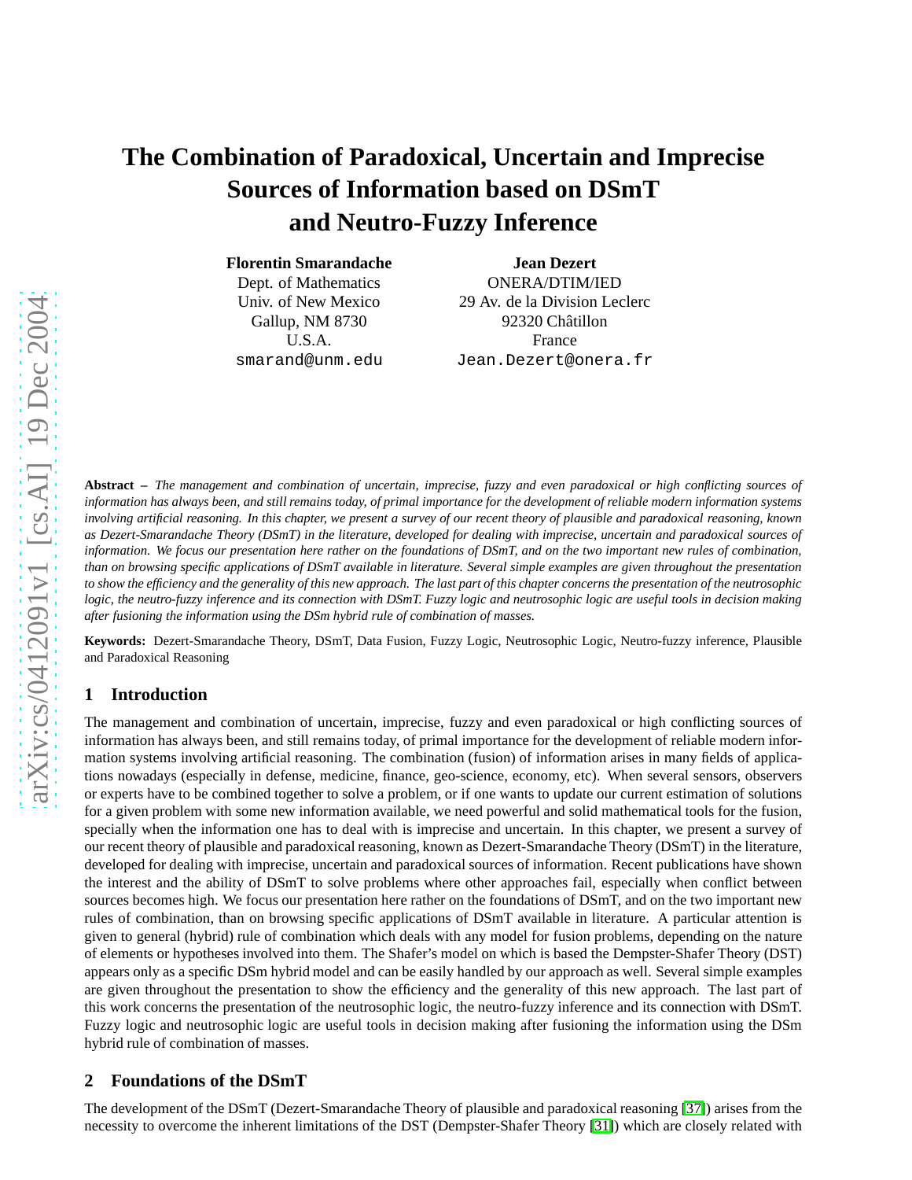# The Combination of Paradoxical, Uncertain and Imprecise Sources of Information based on DSmT and Neutro-Fuzzy Inference

**Florentin Smarandache**
Dept. of Mathematics
Univ. of New Mexico
Gallup, NM 8730
U.S.A.
smarand@unm.edu

**Jean Dezert**
ONERA/DTIM/IED
29 Av. de la Division Leclerc
92320 Châtillon
France
Jean.Dezert@onera.fr

**Abstract –** *The management and combination of uncertain, imprecise, fuzzy and even paradoxical or high conflicting sources of information has always been, and still remains today, of primal importance for the development of reliable modern information systems involving artificial reasoning. In this chapter, we present a survey of our recent theory of plausible and paradoxical reasoning, known as Dezert-Smarandache Theory (DSmT) in the literature, developed for dealing with imprecise, uncertain and paradoxical sources of information. We focus our presentation here rather on the foundations of DSmT, and on the two important new rules of combination, than on browsing specific applications of DSmT available in literature. Several simple examples are given throughout the presentation to show the efficiency and the generality of this new approach. The last part of this chapter concerns the presentation of the neutrosophic logic, the neutro-fuzzy inference and its connection with DSmT. Fuzzy logic and neutrosophic logic are useful tools in decision making after fusioning the information using the DSm hybrid rule of combination of masses.*

**Keywords:** Dezert-Smarandache Theory, DSmT, Data Fusion, Fuzzy Logic, Neutrosophic Logic, Neutro-fuzzy inference, Plausible and Paradoxical Reasoning

## 1 Introduction

The management and combination of uncertain, imprecise, fuzzy and even paradoxical or high conflicting sources of information has always been, and still remains today, of primal importance for the development of reliable modern information systems involving artificial reasoning. The combination (fusion) of information arises in many fields of applications nowadays (especially in defense, medicine, finance, geo-science, economy, etc). When several sensors, observers or experts have to be combined together to solve a problem, or if one wants to update our current estimation of solutions for a given problem with some new information available, we need powerful and solid mathematical tools for the fusion, specially when the information one has to deal with is imprecise and uncertain. In this chapter, we present a survey of our recent theory of plausible and paradoxical reasoning, known as Dezert-Smarandache Theory (DSmT) in the literature, developed for dealing with imprecise, uncertain and paradoxical sources of information. Recent publications have shown the interest and the ability of DSmT to solve problems where other approaches fail, especially when conflict between sources becomes high. We focus our presentation here rather on the foundations of DSmT, and on the two important new rules of combination, than on browsing specific applications of DSmT available in literature. A particular attention is given to general (hybrid) rule of combination which deals with any model for fusion problems, depending on the nature of elements or hypotheses involved into them. The Shafer's model on which is based the Dempster-Shafer Theory (DST) appears only as a specific DSm hybrid model and can be easily handled by our approach as well. Several simple examples are given throughout the presentation to show the efficiency and the generality of this new approach. The last part of this work concerns the presentation of the neutrosophic logic, the neutro-fuzzy inference and its connection with DSmT. Fuzzy logic and neutrosophic logic are useful tools in decision making after fusioning the information using the DSm hybrid rule of combination of masses.

## 2 Foundations of the DSmT

The development of the DSmT (Dezert-Smarandache Theory of plausible and paradoxical reasoning [37]) arises from the necessity to overcome the inherent limitations of the DST (Dempster-Shafer Theory [31]) which are closely related with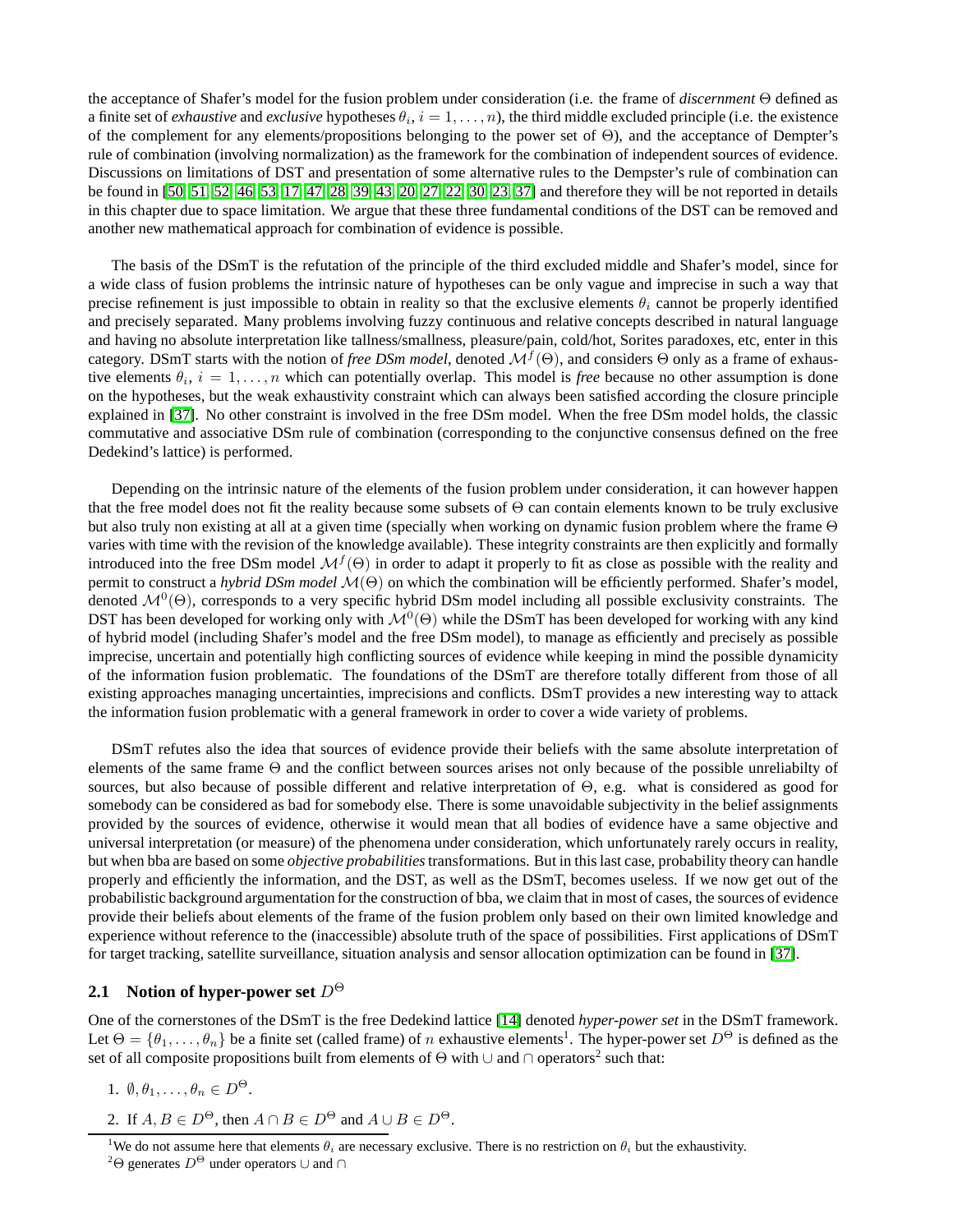the acceptance of Shafer's model for the fusion problem under consideration (i.e. the frame of *discernment* $\Theta$ defined as a finite set of *exhaustive* and *exclusive* hypotheses $\theta_i$, $i = 1, \dots, n$), the third middle excluded principle (i.e. the existence of the complement for any elements/propositions belonging to the power set of $\Theta$), and the acceptance of Dempter's rule of combination (involving normalization) as the framework for the combination of independent sources of evidence. Discussions on limitations of DST and presentation of some alternative rules to the Dempster's rule of combination can be found in [50, 51, 52, 46, 53, 17, 47, 28, 39, 43, 20, 27, 22, 30, 23, 37] and therefore they will be not reported in details in this chapter due to space limitation. We argue that these three fundamental conditions of the DST can be removed and another new mathematical approach for combination of evidence is possible.

The basis of the DSmT is the refutation of the principle of the third excluded middle and Shafer's model, since for a wide class of fusion problems the intrinsic nature of hypotheses can be only vague and imprecise in such a way that precise refinement is just impossible to obtain in reality so that the exclusive elements $\theta_i$ cannot be properly identified and precisely separated. Many problems involving fuzzy continuous and relative concepts described in natural language and having no absolute interpretation like tallness/smallness, pleasure/pain, cold/hot, Sorites paradoxes, etc, enter in this category. DSmT starts with the notion of *free DSm model*, denoted $\mathcal{M}^f(\Theta)$, and considers $\Theta$ only as a frame of exhaustive elements $\theta_i$, $i = 1, \dots, n$ which can potentially overlap. This model is *free* because no other assumption is done on the hypotheses, but the weak exhaustivity constraint which can always been satisfied according the closure principle explained in [37]. No other constraint is involved in the free DSm model. When the free DSm model holds, the classic commutative and associative DSm rule of combination (corresponding to the conjunctive consensus defined on the free Dedekind's lattice) is performed.

Depending on the intrinsic nature of the elements of the fusion problem under consideration, it can however happen that the free model does not fit the reality because some subsets of $\Theta$ can contain elements known to be truly exclusive but also truly non existing at all at a given time (specially when working on dynamic fusion problem where the frame $\Theta$ varies with time with the revision of the knowledge available). These integrity constraints are then explicitly and formally introduced into the free DSm model $\mathcal{M}^f(\Theta)$ in order to adapt it properly to fit as close as possible with the reality and permit to construct a *hybrid DSm model* $\mathcal{M}(\Theta)$ on which the combination will be efficiently performed. Shafer's model, denoted $\mathcal{M}^0(\Theta)$, corresponds to a very specific hybrid DSm model including all possible exclusivity constraints. The DST has been developed for working only with $\mathcal{M}^0(\Theta)$ while the DSmT has been developed for working with any kind of hybrid model (including Shafer's model and the free DSm model), to manage as efficiently and precisely as possible imprecise, uncertain and potentially high conflicting sources of evidence while keeping in mind the possible dynamicity of the information fusion problematic. The foundations of the DSmT are therefore totally different from those of all existing approaches managing uncertainties, imprecisions and conflicts. DSmT provides a new interesting way to attack the information fusion problematic with a general framework in order to cover a wide variety of problems.

DSmT refutes also the idea that sources of evidence provide their beliefs with the same absolute interpretation of elements of the same frame $\Theta$ and the conflict between sources arises not only because of the possible unreliabilty of sources, but also because of possible different and relative interpretation of $\Theta$, e.g. what is considered as good for somebody can be considered as bad for somebody else. There is some unavoidable subjectivity in the belief assignments provided by the sources of evidence, otherwise it would mean that all bodies of evidence have a same objective and universal interpretation (or measure) of the phenomena under consideration, which unfortunately rarely occurs in reality, but when bba are based on some *objective probabilities* transformations. But in this last case, probability theory can handle properly and efficiently the information, and the DST, as well as the DSmT, becomes useless. If we now get out of the probabilistic background argumentation for the construction of bba, we claim that in most of cases, the sources of evidence provide their beliefs about elements of the frame of the fusion problem only based on their own limited knowledge and experience without reference to the (inaccessible) absolute truth of the space of possibilities. First applications of DSmT for target tracking, satellite surveillance, situation analysis and sensor allocation optimization can be found in [37].

## 2.1 Notion of hyper-power set $D^\Theta$

One of the cornerstones of the DSmT is the free Dedekind lattice [14] denoted *hyper-power set* in the DSmT framework. Let $\Theta = \{\theta_1, \dots, \theta_n\}$ be a finite set (called frame) of $n$ exhaustive elements[1]. The hyper-power set $D^\Theta$ is defined as the set of all composite propositions built from elements of $\Theta$ with $\cup$ and $\cap$ operators[2] such that:

1. $\emptyset, \theta_1, \dots, \theta_n \in D^\Theta$.
2. If $A, B \in D^\Theta$, then $A \cap B \in D^\Theta$ and $A \cup B \in D^\Theta$.

[1] We do not assume here that elements $\theta_i$ are necessary exclusive. There is no restriction on $\theta_i$ but the exhaustivity.

[2] $\Theta$ generates $D^\Theta$ under operators $\cup$ and $\cap$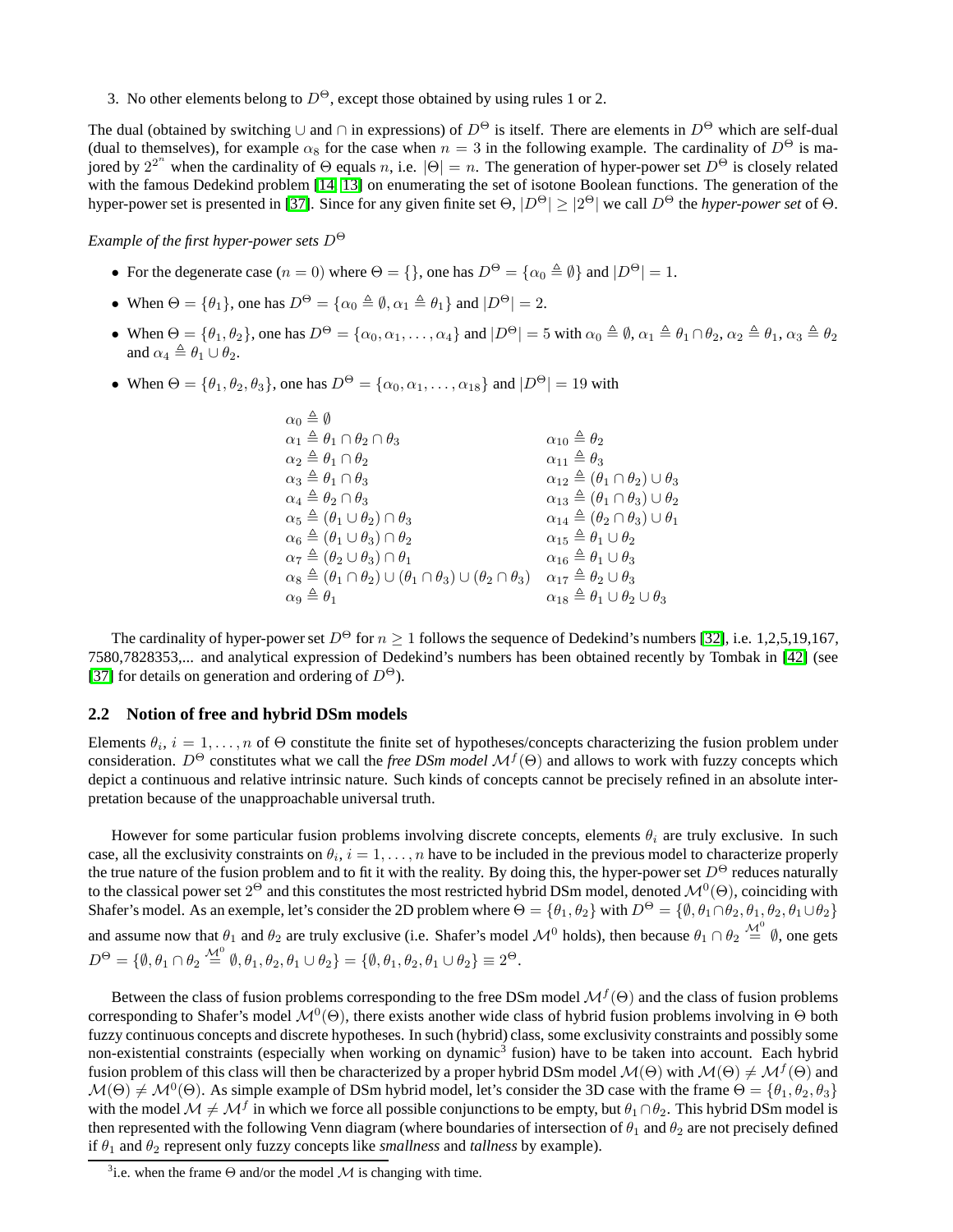3. No other elements belong to $D^\Theta$, except those obtained by using rules 1 or 2.

The dual (obtained by switching $\cup$ and $\cap$ in expressions) of $D^\Theta$ is itself. There are elements in $D^\Theta$ which are self-dual (dual to themselves), for example $\alpha_8$ for the case when $n = 3$ in the following example. The cardinality of $D^\Theta$ is majored by $2^{2^n}$ when the cardinality of $\Theta$ equals $n$, i.e. $|\Theta| = n$. The generation of hyper-power set $D^\Theta$ is closely related with the famous Dedekind problem [14, 13] on enumerating the set of isotone Boolean functions. The generation of the hyper-power set is presented in [37]. Since for any given finite set $\Theta$, $|D^\Theta| \geq |2^\Theta|$ we call $D^\Theta$ the *hyper-power set* of $\Theta$.

*Example of the first hyper-power sets $D^\Theta$*

- For the degenerate case ($n = 0$) where $\Theta = \{\}$, one has $D^\Theta = \{\alpha_0 \triangleq \emptyset\}$ and $|D^\Theta| = 1$.
- When $\Theta = \{\theta_1\}$, one has $D^\Theta = \{\alpha_0 \triangleq \emptyset, \alpha_1 \triangleq \theta_1\}$ and $|D^\Theta| = 2$.
- When $\Theta = \{\theta_1, \theta_2\}$, one has $D^\Theta = \{\alpha_0, \alpha_1, \ldots, \alpha_4\}$ and $|D^\Theta| = 5$ with $\alpha_0 \triangleq \emptyset$, $\alpha_1 \triangleq \theta_1 \cap \theta_2$, $\alpha_2 \triangleq \theta_1$, $\alpha_3 \triangleq \theta_2$ and $\alpha_4 \triangleq \theta_1 \cup \theta_2$.
- When $\Theta = \{\theta_1, \theta_2, \theta_3\}$, one has $D^\Theta = \{\alpha_0, \alpha_1, \ldots, \alpha_{18}\}$ and $|D^\Theta| = 19$ with

$$
\begin{array}{ll}
\alpha_0 \triangleq \emptyset & \\
\alpha_1 \triangleq \theta_1 \cap \theta_2 \cap \theta_3 & \alpha_{10} \triangleq \theta_2 \\
\alpha_2 \triangleq \theta_1 \cap \theta_2 & \alpha_{11} \triangleq \theta_3 \\
\alpha_3 \triangleq \theta_1 \cap \theta_3 & \alpha_{12} \triangleq (\theta_1 \cap \theta_2) \cup \theta_3 \\
\alpha_4 \triangleq \theta_2 \cap \theta_3 & \alpha_{13} \triangleq (\theta_1 \cap \theta_3) \cup \theta_2 \\
\alpha_5 \triangleq (\theta_1 \cup \theta_2) \cap \theta_3 & \alpha_{14} \triangleq (\theta_2 \cap \theta_3) \cup \theta_1 \\
\alpha_6 \triangleq (\theta_1 \cup \theta_3) \cap \theta_2 & \alpha_{15} \triangleq \theta_1 \cup \theta_2 \\
\alpha_7 \triangleq (\theta_2 \cup \theta_3) \cap \theta_1 & \alpha_{16} \triangleq \theta_1 \cup \theta_3 \\
\alpha_8 \triangleq (\theta_1 \cap \theta_2) \cup (\theta_1 \cap \theta_3) \cup (\theta_2 \cap \theta_3) & \alpha_{17} \triangleq \theta_2 \cup \theta_3 \\
\alpha_9 \triangleq \theta_1 & \alpha_{18} \triangleq \theta_1 \cup \theta_2 \cup \theta_3
\end{array}
$$

The cardinality of hyper-power set $D^\Theta$ for $n \geq 1$ follows the sequence of Dedekind's numbers [32], i.e. 1,2,5,19,167, 7580,7828353,... and analytical expression of Dedekind's numbers has been obtained recently by Tombak in [42] (see [37] for details on generation and ordering of $D^\Theta$).

## 2.2 Notion of free and hybrid DSm models

Elements $\theta_i$, $i = 1, \ldots, n$ of $\Theta$ constitute the finite set of hypotheses/concepts characterizing the fusion problem under consideration. $D^\Theta$ constitutes what we call the *free DSm model* $\mathcal{M}^f(\Theta)$ and allows to work with fuzzy concepts which depict a continuous and relative intrinsic nature. Such kinds of concepts cannot be precisely refined in an absolute interpretation because of the unapproachable universal truth.

However for some particular fusion problems involving discrete concepts, elements $\theta_i$ are truly exclusive. In such case, all the exclusivity constraints on $\theta_i$, $i = 1, \ldots, n$ have to be included in the previous model to characterize properly the true nature of the fusion problem and to fit it with the reality. By doing this, the hyper-power set $D^\Theta$ reduces naturally to the classical power set $2^\Theta$ and this constitutes the most restricted hybrid DSm model, denoted $\mathcal{M}^0(\Theta)$, coinciding with Shafer's model. As an exemple, let's consider the 2D problem where $\Theta = \{\theta_1, \theta_2\}$ with $D^\Theta = \{\emptyset, \theta_1 \cap \theta_2, \theta_1, \theta_2, \theta_1 \cup \theta_2\}$ and assume now that $\theta_1$ and $\theta_2$ are truly exclusive (i.e. Shafer's model $\mathcal{M}^0$ holds), then because $\theta_1 \cap \theta_2 \overset{\mathcal{M}^0}{=} \emptyset$, one gets $D^\Theta = \{\emptyset, \theta_1 \cap \theta_2 \overset{\mathcal{M}^0}{=} \emptyset, \theta_1, \theta_2, \theta_1 \cup \theta_2\} = \{\emptyset, \theta_1, \theta_2, \theta_1 \cup \theta_2\} \equiv 2^\Theta$.

Between the class of fusion problems corresponding to the free DSm model $\mathcal{M}^f(\Theta)$ and the class of fusion problems corresponding to Shafer's model $\mathcal{M}^0(\Theta)$, there exists another wide class of hybrid fusion problems involving in $\Theta$ both fuzzy continuous concepts and discrete hypotheses. In such (hybrid) class, some exclusivity constraints and possibly some non-existential constraints (especially when working on dynamic[3] fusion) have to be taken into account. Each hybrid fusion problem of this class will then be characterized by a proper hybrid DSm model $\mathcal{M}(\Theta)$ with $\mathcal{M}(\Theta) \neq \mathcal{M}^f(\Theta)$ and $\mathcal{M}(\Theta) \neq \mathcal{M}^0(\Theta)$. As simple example of DSm hybrid model, let's consider the 3D case with the frame $\Theta = \{\theta_1, \theta_2, \theta_3\}$ with the model $\mathcal{M} \neq \mathcal{M}^f$ in which we force all possible conjunctions to be empty, but $\theta_1 \cap \theta_2$. This hybrid DSm model is then represented with the following Venn diagram (where boundaries of intersection of $\theta_1$ and $\theta_2$ are not precisely defined if $\theta_1$ and $\theta_2$ represent only fuzzy concepts like *smallness* and *tallness* by example).

[3] i.e. when the frame $\Theta$ and/or the model $\mathcal{M}$ is changing with time.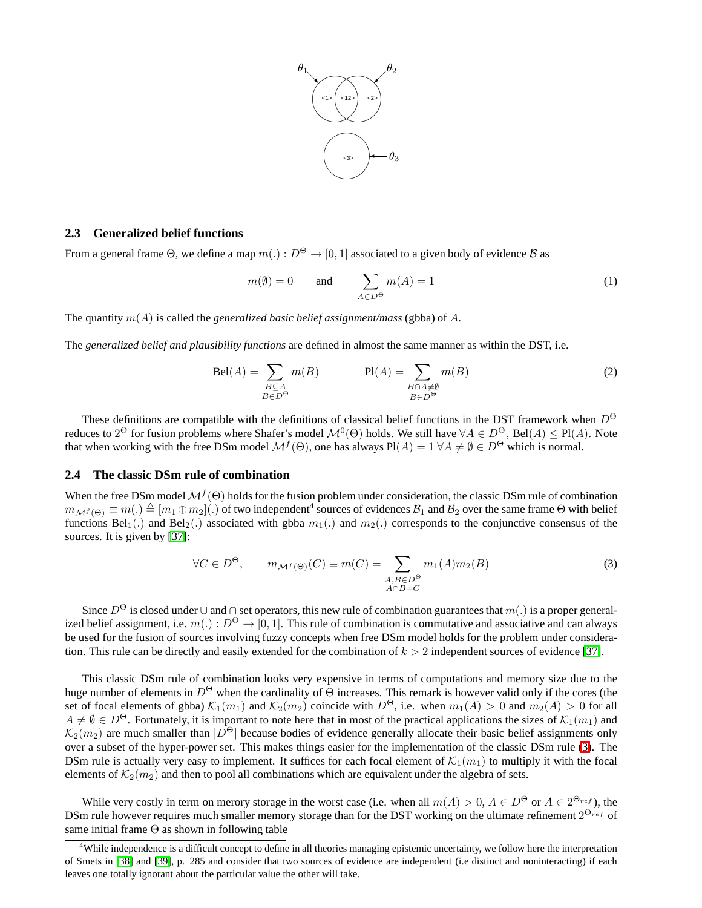## 2.3 Generalized belief functions

From a general frame $\Theta$, we define a map $m(.) : D^\Theta \rightarrow [0,1]$ associated to a given body of evidence $\mathcal{B}$ as

$$m(\emptyset) = 0 \qquad \text{and} \qquad \sum_{A \in D^\Theta} m(A) = 1 \tag{1}$$

The quantity $m(A)$ is called the *generalized basic belief assignment/mass* (gbba) of $A$.

The *generalized belief and plausibility functions* are defined in almost the same manner as within the DST, i.e.

$$\text{Bel}(A) = \sum_{\substack{B \subseteq A \\ B \in D^\Theta}} m(B) \qquad\qquad \text{Pl}(A) = \sum_{\substack{B \cap A \neq \emptyset \\ B \in D^\Theta}} m(B) \tag{2}$$

These definitions are compatible with the definitions of classical belief functions in the DST framework when $D^\Theta$ reduces to $2^\Theta$ for fusion problems where Shafer's model $\mathcal{M}^0(\Theta)$ holds. We still have $\forall A \in D^\Theta$, $\text{Bel}(A) \leq \text{Pl}(A)$. Note that when working with the free DSm model $\mathcal{M}^f(\Theta)$, one has always $\text{Pl}(A) = 1 \; \forall A \neq \emptyset \in D^\Theta$ which is normal.

## 2.4 The classic DSm rule of combination

When the free DSm model $\mathcal{M}^f(\Theta)$ holds for the fusion problem under consideration, the classic DSm rule of combination $m_{\mathcal{M}^f(\Theta)} \equiv m(.) \triangleq [m_1 \oplus m_2](.)$ of two independent[4] sources of evidences $\mathcal{B}_1$ and $\mathcal{B}_2$ over the same frame $\Theta$ with belief functions $\text{Bel}_1(.)$ and $\text{Bel}_2(.)$ associated with gbba $m_1(.)$ and $m_2(.)$ corresponds to the conjunctive consensus of the sources. It is given by [37]:

$$\forall C \in D^\Theta, \qquad m_{\mathcal{M}^f(\Theta)}(C) \equiv m(C) = \sum_{\substack{A,B \in D^\Theta \\ A \cap B = C}} m_1(A) m_2(B) \tag{3}$$

Since $D^\Theta$ is closed under $\cup$ and $\cap$ set operators, this new rule of combination guarantees that $m(.)$ is a proper generalized belief assignment, i.e. $m(.) : D^\Theta \rightarrow [0,1]$. This rule of combination is commutative and associative and can always be used for the fusion of sources involving fuzzy concepts when free DSm model holds for the problem under consideration. This rule can be directly and easily extended for the combination of $k > 2$ independent sources of evidence [37].

This classic DSm rule of combination looks very expensive in terms of computations and memory size due to the huge number of elements in $D^\Theta$ when the cardinality of $\Theta$ increases. This remark is however valid only if the cores (the set of focal elements of gbba) $\mathcal{K}_1(m_1)$ and $\mathcal{K}_2(m_2)$ coincide with $D^\Theta$, i.e. when $m_1(A) > 0$ and $m_2(A) > 0$ for all $A \neq \emptyset \in D^\Theta$. Fortunately, it is important to note here that in most of the practical applications the sizes of $\mathcal{K}_1(m_1)$ and $\mathcal{K}_2(m_2)$ are much smaller than $|D^\Theta|$ because bodies of evidence generally allocate their basic belief assignments only over a subset of the hyper-power set. This makes things easier for the implementation of the classic DSm rule (3). The DSm rule is actually very easy to implement. It suffices for each focal element of $\mathcal{K}_1(m_1)$ to multiply it with the focal elements of $\mathcal{K}_2(m_2)$ and then to pool all combinations which are equivalent under the algebra of sets.

While very costly in term on merory storage in the worst case (i.e. when all $m(A) > 0$, $A \in D^\Theta$ or $A \in 2^{\Theta_{ref}}$), the DSm rule however requires much smaller memory storage than for the DST working on the ultimate refinement $2^{\Theta_{ref}}$ of same initial frame $\Theta$ as shown in following table

[4] While independence is a difficult concept to define in all theories managing epistemic uncertainty, we follow here the interpretation of Smets in [38] and [39], p. 285 and consider that two sources of evidence are independent (i.e distinct and noninteracting) if each leaves one totally ignorant about the particular value the other will take.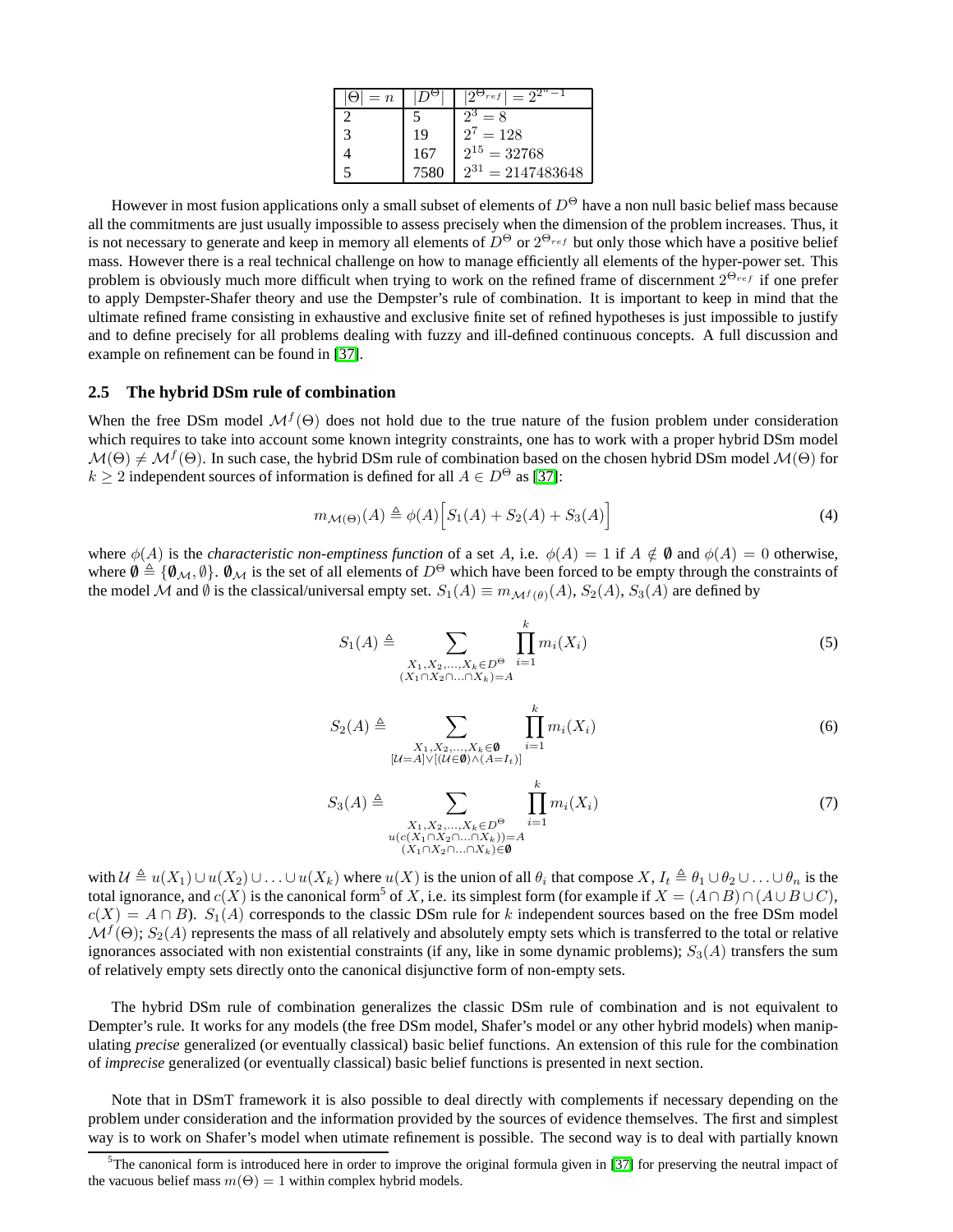| $\|\Theta\| = n$ | $\|D^{\Theta}\|$ | $\|2^{\Theta_{ref}}\| = 2^{2^n-1}$ |
|---|---|---|
| 2 | 5 | $2^3 = 8$ |
| 3 | 19 | $2^7 = 128$ |
| 4 | 167 | $2^{15} = 32768$ |
| 5 | 7580 | $2^{31} = 2147483648$ |

However in most fusion applications only a small subset of elements of $D^{\Theta}$ have a non null basic belief mass because all the commitments are just usually impossible to assess precisely when the dimension of the problem increases. Thus, it is not necessary to generate and keep in memory all elements of $D^{\Theta}$ or $2^{\Theta_{ref}}$ but only those which have a positive belief mass. However there is a real technical challenge on how to manage efficiently all elements of the hyper-power set. This problem is obviously much more difficult when trying to work on the refined frame of discernment $2^{\Theta_{ref}}$ if one prefer to apply Dempster-Shafer theory and use the Dempster's rule of combination. It is important to keep in mind that the ultimate refined frame consisting in exhaustive and exclusive finite set of refined hypotheses is just impossible to justify and to define precisely for all problems dealing with fuzzy and ill-defined continuous concepts. A full discussion and example on refinement can be found in [37].

### 2.5 The hybrid DSm rule of combination

When the free DSm model $\mathcal{M}^f(\Theta)$ does not hold due to the true nature of the fusion problem under consideration which requires to take into account some known integrity constraints, one has to work with a proper hybrid DSm model $\mathcal{M}(\Theta) \neq \mathcal{M}^f(\Theta)$. In such case, the hybrid DSm rule of combination based on the chosen hybrid DSm model $\mathcal{M}(\Theta)$ for $k \geq 2$ independent sources of information is defined for all $A \in D^{\Theta}$ as [37]:

$$m_{\mathcal{M}(\Theta)}(A) \triangleq \phi(A)\Big[S_1(A) + S_2(A) + S_3(A)\Big] \tag{4}$$

where $\phi(A)$ is the *characteristic non-emptiness function* of a set $A$, i.e. $\phi(A) = 1$ if $A \notin \boldsymbol{\emptyset}$ and $\phi(A) = 0$ otherwise, where $\boldsymbol{\emptyset} \triangleq \{\boldsymbol{\emptyset}_{\mathcal{M}}, \emptyset\}$. $\boldsymbol{\emptyset}_{\mathcal{M}}$ is the set of all elements of $D^{\Theta}$ which have been forced to be empty through the constraints of the model $\mathcal{M}$ and $\emptyset$ is the classical/universal empty set. $S_1(A) \equiv m_{\mathcal{M}^f(\theta)}(A)$, $S_2(A)$, $S_3(A)$ are defined by

$$S_1(A) \triangleq \sum_{\substack{X_1, X_2, \ldots, X_k \in D^{\Theta} \\ (X_1 \cap X_2 \cap \ldots \cap X_k) = A}} \prod_{i=1}^{k} m_i(X_i) \tag{5}$$

$$S_2(A) \triangleq \sum_{\substack{X_1, X_2, \ldots, X_k \in \boldsymbol{\emptyset} \\ [\mathcal{U} = A] \vee [(\mathcal{U} \in \boldsymbol{\emptyset}) \wedge (A = I_t)]}} \prod_{i=1}^{k} m_i(X_i) \tag{6}$$

$$S_3(A) \triangleq \sum_{\substack{X_1, X_2, \ldots, X_k \in D^{\Theta} \\ u(c(X_1 \cap X_2 \cap \ldots \cap X_k)) = A \\ (X_1 \cap X_2 \cap \ldots \cap X_k) \in \boldsymbol{\emptyset}}} \prod_{i=1}^{k} m_i(X_i) \tag{7}$$

with $\mathcal{U} \triangleq u(X_1) \cup u(X_2) \cup \ldots \cup u(X_k)$ where $u(X)$ is the union of all $\theta_i$ that compose $X$, $I_t \triangleq \theta_1 \cup \theta_2 \cup \ldots \cup \theta_n$ is the total ignorance, and $c(X)$ is the canonical form[5] of $X$, i.e. its simplest form (for example if $X = (A \cap B) \cap (A \cup B \cup C)$, $c(X) = A \cap B$). $S_1(A)$ corresponds to the classic DSm rule for $k$ independent sources based on the free DSm model $\mathcal{M}^f(\Theta)$; $S_2(A)$ represents the mass of all relatively and absolutely empty sets which is transferred to the total or relative ignorances associated with non existential constraints (if any, like in some dynamic problems); $S_3(A)$ transfers the sum of relatively empty sets directly onto the canonical disjunctive form of non-empty sets.

The hybrid DSm rule of combination generalizes the classic DSm rule of combination and is not equivalent to Dempter's rule. It works for any models (the free DSm model, Shafer's model or any other hybrid models) when manipulating *precise* generalized (or eventually classical) basic belief functions. An extension of this rule for the combination of *imprecise* generalized (or eventually classical) basic belief functions is presented in next section.

Note that in DSmT framework it is also possible to deal directly with complements if necessary depending on the problem under consideration and the information provided by the sources of evidence themselves. The first and simplest way is to work on Shafer's model when utimate refinement is possible. The second way is to deal with partially known

[5] The canonical form is introduced here in order to improve the original formula given in [37] for preserving the neutral impact of the vacuous belief mass $m(\Theta) = 1$ within complex hybrid models.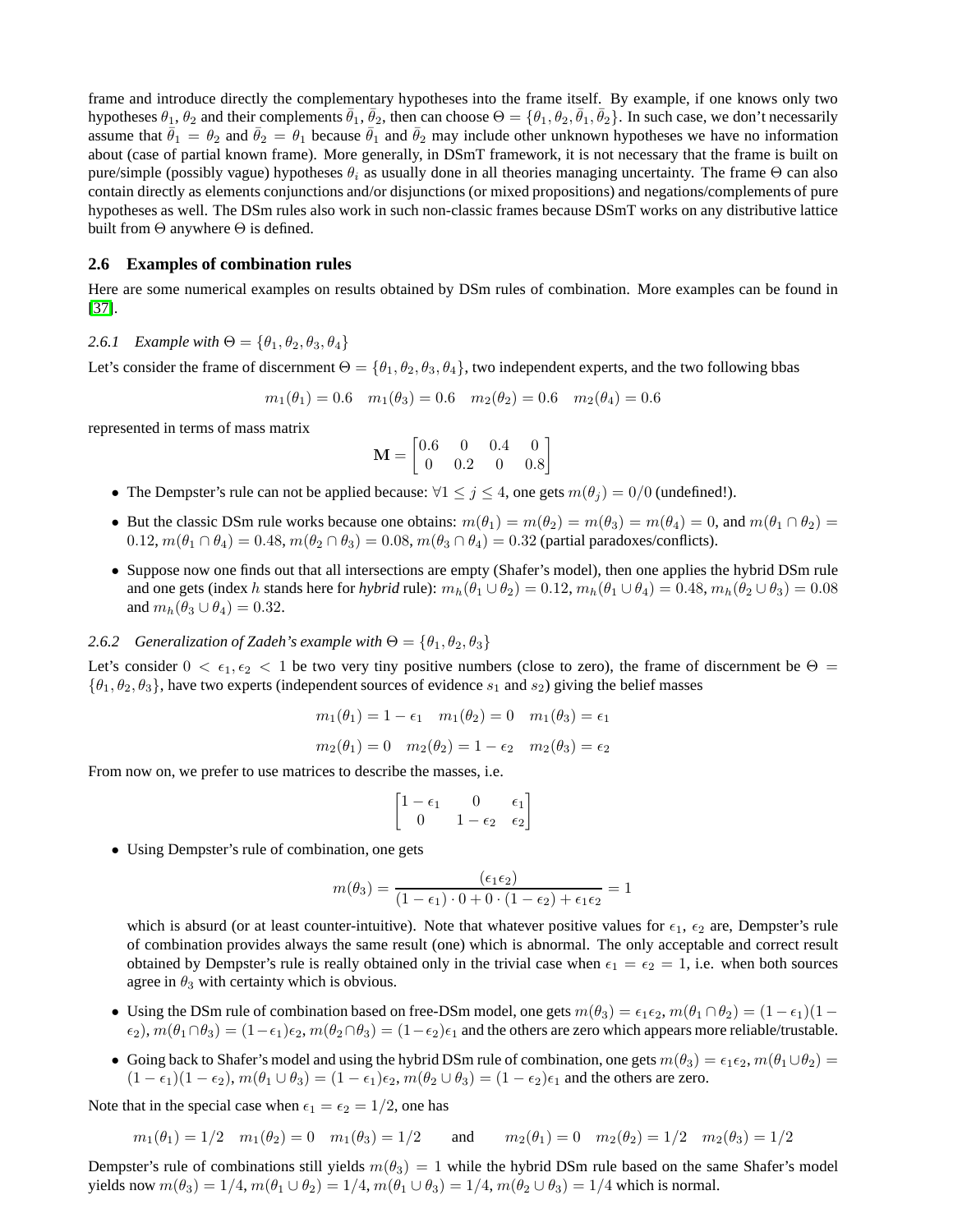frame and introduce directly the complementary hypotheses into the frame itself. By example, if one knows only two hypotheses $\theta_1$, $\theta_2$ and their complements $\bar{\theta}_1$, $\bar{\theta}_2$, then can choose $\Theta = \{\theta_1, \theta_2, \bar{\theta}_1, \bar{\theta}_2\}$. In such case, we don't necessarily assume that $\bar{\theta}_1 = \theta_2$ and $\bar{\theta}_2 = \theta_1$ because $\bar{\theta}_1$ and $\bar{\theta}_2$ may include other unknown hypotheses we have no information about (case of partial known frame). More generally, in DSmT framework, it is not necessary that the frame is built on pure/simple (possibly vague) hypotheses $\theta_i$ as usually done in all theories managing uncertainty. The frame $\Theta$ can also contain directly as elements conjunctions and/or disjunctions (or mixed propositions) and negations/complements of pure hypotheses as well. The DSm rules also work in such non-classic frames because DSmT works on any distributive lattice built from $\Theta$ anywhere $\Theta$ is defined.

## 2.6 Examples of combination rules

Here are some numerical examples on results obtained by DSm rules of combination. More examples can be found in [37].

### 2.6.1 *Example with* $\Theta = \{\theta_1, \theta_2, \theta_3, \theta_4\}$

Let's consider the frame of discernment $\Theta = \{\theta_1, \theta_2, \theta_3, \theta_4\}$, two independent experts, and the two following bbas

$$m_1(\theta_1) = 0.6 \quad m_1(\theta_3) = 0.6 \quad m_2(\theta_2) = 0.6 \quad m_2(\theta_4) = 0.6$$

represented in terms of mass matrix

$$\mathbf{M} = \begin{bmatrix} 0.6 & 0 & 0.4 & 0 \\ 0 & 0.2 & 0 & 0.8 \end{bmatrix}$$

- The Dempster's rule can not be applied because: $\forall 1 \leq j \leq 4$, one gets $m(\theta_j) = 0/0$ (undefined!).
- But the classic DSm rule works because one obtains: $m(\theta_1) = m(\theta_2) = m(\theta_3) = m(\theta_4) = 0$, and $m(\theta_1 \cap \theta_2) = 0.12$, $m(\theta_1 \cap \theta_4) = 0.48$, $m(\theta_2 \cap \theta_3) = 0.08$, $m(\theta_3 \cap \theta_4) = 0.32$ (partial paradoxes/conflicts).
- Suppose now one finds out that all intersections are empty (Shafer's model), then one applies the hybrid DSm rule and one gets (index $h$ stands here for *hybrid* rule): $m_h(\theta_1 \cup \theta_2) = 0.12$, $m_h(\theta_1 \cup \theta_4) = 0.48$, $m_h(\theta_2 \cup \theta_3) = 0.08$ and $m_h(\theta_3 \cup \theta_4) = 0.32$.

### 2.6.2 *Generalization of Zadeh's example with* $\Theta = \{\theta_1, \theta_2, \theta_3\}$

Let's consider $0 < \epsilon_1, \epsilon_2 < 1$ be two very tiny positive numbers (close to zero), the frame of discernment be $\Theta = \{\theta_1, \theta_2, \theta_3\}$, have two experts (independent sources of evidence $s_1$ and $s_2$) giving the belief masses

$$m_1(\theta_1) = 1 - \epsilon_1 \quad m_1(\theta_2) = 0 \quad m_1(\theta_3) = \epsilon_1$$

$$m_2(\theta_1) = 0 \quad m_2(\theta_2) = 1 - \epsilon_2 \quad m_2(\theta_3) = \epsilon_2$$

From now on, we prefer to use matrices to describe the masses, i.e.

$$\begin{bmatrix} 1 - \epsilon_1 & 0 & \epsilon_1 \\ 0 & 1 - \epsilon_2 & \epsilon_2 \end{bmatrix}$$

- Using Dempster's rule of combination, one gets

$$m(\theta_3) = \frac{(\epsilon_1 \epsilon_2)}{(1 - \epsilon_1) \cdot 0 + 0 \cdot (1 - \epsilon_2) + \epsilon_1 \epsilon_2} = 1$$

  which is absurd (or at least counter-intuitive). Note that whatever positive values for $\epsilon_1$, $\epsilon_2$ are, Dempster's rule of combination provides always the same result (one) which is abnormal. The only acceptable and correct result obtained by Dempster's rule is really obtained only in the trivial case when $\epsilon_1 = \epsilon_2 = 1$, i.e. when both sources agree in $\theta_3$ with certainty which is obvious.

- Using the DSm rule of combination based on free-DSm model, one gets $m(\theta_3) = \epsilon_1 \epsilon_2$, $m(\theta_1 \cap \theta_2) = (1 - \epsilon_1)(1 - \epsilon_2)$, $m(\theta_1 \cap \theta_3) = (1 - \epsilon_1)\epsilon_2$, $m(\theta_2 \cap \theta_3) = (1 - \epsilon_2)\epsilon_1$ and the others are zero which appears more reliable/trustable.
- Going back to Shafer's model and using the hybrid DSm rule of combination, one gets $m(\theta_3) = \epsilon_1 \epsilon_2$, $m(\theta_1 \cup \theta_2) = (1 - \epsilon_1)(1 - \epsilon_2)$, $m(\theta_1 \cup \theta_3) = (1 - \epsilon_1)\epsilon_2$, $m(\theta_2 \cup \theta_3) = (1 - \epsilon_2)\epsilon_1$ and the others are zero.

Note that in the special case when $\epsilon_1 = \epsilon_2 = 1/2$, one has

$$m_1(\theta_1) = 1/2 \quad m_1(\theta_2) = 0 \quad m_1(\theta_3) = 1/2 \qquad \text{and} \qquad m_2(\theta_1) = 0 \quad m_2(\theta_2) = 1/2 \quad m_2(\theta_3) = 1/2$$

Dempster's rule of combinations still yields $m(\theta_3) = 1$ while the hybrid DSm rule based on the same Shafer's model yields now $m(\theta_3) = 1/4$, $m(\theta_1 \cup \theta_2) = 1/4$, $m(\theta_1 \cup \theta_3) = 1/4$, $m(\theta_2 \cup \theta_3) = 1/4$ which is normal.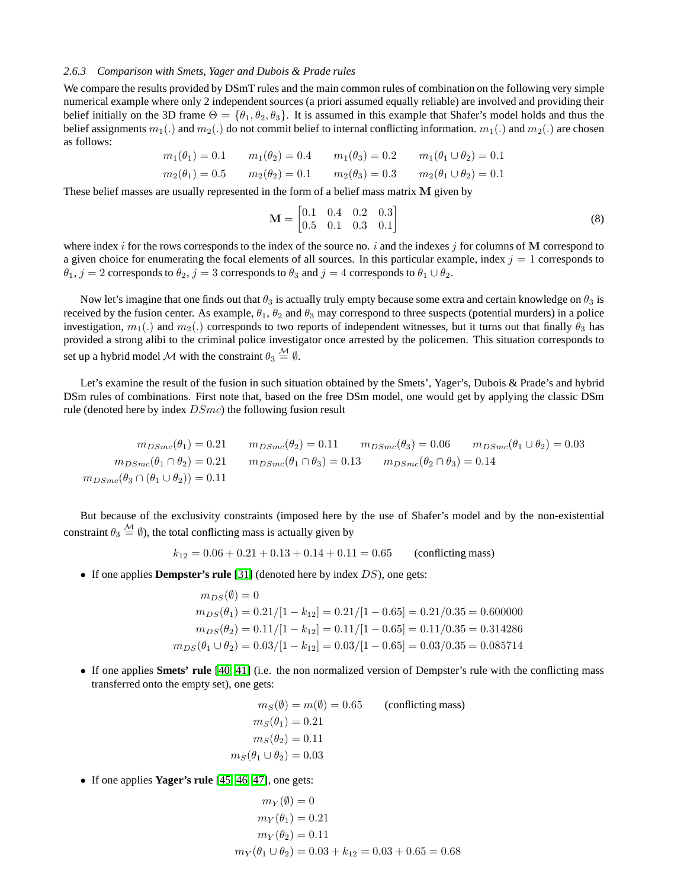### 2.6.3 *Comparison with Smets, Yager and Dubois & Prade rules*

We compare the results provided by DSmT rules and the main common rules of combination on the following very simple numerical example where only 2 independent sources (a priori assumed equally reliable) are involved and providing their belief initially on the 3D frame $\Theta = \{\theta_1, \theta_2, \theta_3\}$. It is assumed in this example that Shafer's model holds and thus the belief assignments $m_1(.)$ and $m_2(.)$ do not commit belief to internal conflicting information. $m_1(.)$ and $m_2(.)$ are chosen as follows:

$$m_1(\theta_1) = 0.1 \qquad m_1(\theta_2) = 0.4 \qquad m_1(\theta_3) = 0.2 \qquad m_1(\theta_1 \cup \theta_2) = 0.1$$

$$m_2(\theta_1) = 0.5 \qquad m_2(\theta_2) = 0.1 \qquad m_2(\theta_3) = 0.3 \qquad m_2(\theta_1 \cup \theta_2) = 0.1$$

These belief masses are usually represented in the form of a belief mass matrix $\mathbf{M}$ given by

$$\mathbf{M} = \begin{bmatrix} 0.1 & 0.4 & 0.2 & 0.3 \\ 0.5 & 0.1 & 0.3 & 0.1 \end{bmatrix} \tag{8}$$

where index $i$ for the rows corresponds to the index of the source no. $i$ and the indexes $j$ for columns of $\mathbf{M}$ correspond to a given choice for enumerating the focal elements of all sources. In this particular example, index $j = 1$ corresponds to $\theta_1$, $j = 2$ corresponds to $\theta_2$, $j = 3$ corresponds to $\theta_3$ and $j = 4$ corresponds to $\theta_1 \cup \theta_2$.

Now let's imagine that one finds out that $\theta_3$ is actually truly empty because some extra and certain knowledge on $\theta_3$ is received by the fusion center. As example, $\theta_1$, $\theta_2$ and $\theta_3$ may correspond to three suspects (potential murders) in a police investigation, $m_1(.)$ and $m_2(.)$ corresponds to two reports of independent witnesses, but it turns out that finally $\theta_3$ has provided a strong alibi to the criminal police investigator once arrested by the policemen. This situation corresponds to set up a hybrid model $\mathcal{M}$ with the constraint $\theta_3 \overset{\mathcal{M}}{\equiv} \emptyset$.

Let's examine the result of the fusion in such situation obtained by the Smets', Yager's, Dubois & Prade's and hybrid DSm rules of combinations. First note that, based on the free DSm model, one would get by applying the classic DSm rule (denoted here by index $DSmc$) the following fusion result

$$m_{DSmc}(\theta_1) = 0.21 \qquad m_{DSmc}(\theta_2) = 0.11 \qquad m_{DSmc}(\theta_3) = 0.06 \qquad m_{DSmc}(\theta_1 \cup \theta_2) = 0.03$$

$$m_{DSmc}(\theta_1 \cap \theta_2) = 0.21 \qquad m_{DSmc}(\theta_1 \cap \theta_3) = 0.13 \qquad m_{DSmc}(\theta_2 \cap \theta_3) = 0.14$$

$$m_{DSmc}(\theta_3 \cap (\theta_1 \cup \theta_2)) = 0.11$$

But because of the exclusivity constraints (imposed here by the use of Shafer's model and by the non-existential constraint $\theta_3 \overset{\mathcal{M}}{\equiv} \emptyset$), the total conflicting mass is actually given by

$$k_{12} = 0.06 + 0.21 + 0.13 + 0.14 + 0.11 = 0.65 \qquad \text{(conflicting mass)}$$

- If one applies **Dempster's rule** [31] (denoted here by index $DS$), one gets:

$$\begin{aligned}
m_{DS}(\emptyset) &= 0 \\
m_{DS}(\theta_1) &= 0.21/[1 - k_{12}] = 0.21/[1 - 0.65] = 0.21/0.35 = 0.600000 \\
m_{DS}(\theta_2) &= 0.11/[1 - k_{12}] = 0.11/[1 - 0.65] = 0.11/0.35 = 0.314286 \\
m_{DS}(\theta_1 \cup \theta_2) &= 0.03/[1 - k_{12}] = 0.03/[1 - 0.65] = 0.03/0.35 = 0.085714
\end{aligned}$$

- If one applies **Smets' rule** [40, 41] (i.e. the non normalized version of Dempster's rule with the conflicting mass transferred onto the empty set), one gets:

$$\begin{aligned}
m_S(\emptyset) = m(\emptyset) &= 0.65 \qquad \text{(conflicting mass)} \\
m_S(\theta_1) &= 0.21 \\
m_S(\theta_2) &= 0.11 \\
m_S(\theta_1 \cup \theta_2) &= 0.03
\end{aligned}$$

- If one applies **Yager's rule** [45, 46, 47], one gets:

$$\begin{aligned}
m_Y(\emptyset) &= 0 \\
m_Y(\theta_1) &= 0.21 \\
m_Y(\theta_2) &= 0.11 \\
m_Y(\theta_1 \cup \theta_2) &= 0.03 + k_{12} = 0.03 + 0.65 = 0.68
\end{aligned}$$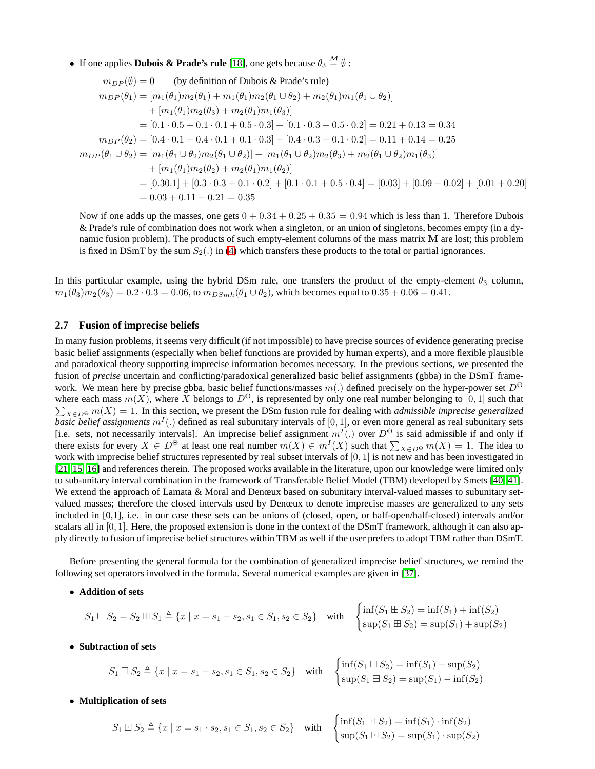- If one applies **Dubois & Prade's rule** [18], one gets because $\theta_3 \stackrel{\mathcal{M}}{\equiv} \emptyset$ :

$$
\begin{aligned}
m_{DP}(\emptyset) &= 0 \qquad \text{(by definition of Dubois \& Prade's rule)}\\
m_{DP}(\theta_1) &= [m_1(\theta_1)m_2(\theta_1) + m_1(\theta_1)m_2(\theta_1\cup\theta_2) + m_2(\theta_1)m_1(\theta_1\cup\theta_2)]\\
&\quad + [m_1(\theta_1)m_2(\theta_3) + m_2(\theta_1)m_1(\theta_3)]\\
&= [0.1\cdot 0.5 + 0.1\cdot 0.1 + 0.5\cdot 0.3] + [0.1\cdot 0.3 + 0.5\cdot 0.2] = 0.21 + 0.13 = 0.34\\
m_{DP}(\theta_2) &= [0.4\cdot 0.1 + 0.4\cdot 0.1 + 0.1\cdot 0.3] + [0.4\cdot 0.3 + 0.1\cdot 0.2] = 0.11 + 0.14 = 0.25\\
m_{DP}(\theta_1\cup\theta_2) &= [m_1(\theta_1\cup\theta_2)m_2(\theta_1\cup\theta_2)] + [m_1(\theta_1\cup\theta_2)m_2(\theta_3) + m_2(\theta_1\cup\theta_2)m_1(\theta_3)]\\
&\quad + [m_1(\theta_1)m_2(\theta_2) + m_2(\theta_1)m_1(\theta_2)]\\
&= [0.30.1] + [0.3\cdot 0.3 + 0.1\cdot 0.2] + [0.1\cdot 0.1 + 0.5\cdot 0.4] = [0.03] + [0.09 + 0.02] + [0.01 + 0.20]\\
&= 0.03 + 0.11 + 0.21 = 0.35
\end{aligned}
$$

Now if one adds up the masses, one gets $0 + 0.34 + 0.25 + 0.35 = 0.94$ which is less than 1. Therefore Dubois & Prade's rule of combination does not work when a singleton, or an union of singletons, becomes empty (in a dynamic fusion problem). The products of such empty-element columns of the mass matrix $\mathbf{M}$ are lost; this problem is fixed in DSmT by the sum $S_2(.)$ in (4) which transfers these products to the total or partial ignorances.

In this particular example, using the hybrid DSm rule, one transfers the product of the empty-element $\theta_3$ column, $m_1(\theta_3)m_2(\theta_3) = 0.2\cdot 0.3 = 0.06$, to $m_{DSmh}(\theta_1\cup\theta_2)$, which becomes equal to $0.35 + 0.06 = 0.41$.

## 2.7 Fusion of imprecise beliefs

In many fusion problems, it seems very difficult (if not impossible) to have precise sources of evidence generating precise basic belief assignments (especially when belief functions are provided by human experts), and a more flexible plausible and paradoxical theory supporting imprecise information becomes necessary. In the previous sections, we presented the fusion of *precise* uncertain and conflicting/paradoxical generalized basic belief assignments (gbba) in the DSmT framework. We mean here by precise gbba, basic belief functions/masses $m(.)$ defined precisely on the hyper-power set $D^\Theta$ where each mass $m(X)$, where $X$ belongs to $D^\Theta$, is represented by only one real number belonging to $[0,1]$ such that $\sum_{X\in D^\Theta} m(X) = 1$. In this section, we present the DSm fusion rule for dealing with *admissible imprecise generalized basic belief assignments* $m^I(.)$ defined as real subunitary intervals of $[0,1]$, or even more general as real subunitary sets [i.e. sets, not necessarily intervals]. An imprecise belief assignment $m^I(.)$ over $D^\Theta$ is said admissible if and only if there exists for every $X\in D^\Theta$ at least one real number $m(X)\in m^I(X)$ such that $\sum_{X\in D^\Theta} m(X) = 1$. The idea to work with imprecise belief structures represented by real subset intervals of $[0,1]$ is not new and has been investigated in [21, 15, 16] and references therein. The proposed works available in the literature, upon our knowledge were limited only to sub-unitary interval combination in the framework of Transferable Belief Model (TBM) developed by Smets [40, 41]. We extend the approach of Lamata & Moral and Denœux based on subunitary interval-valued masses to subunitary set-valued masses; therefore the closed intervals used by Denœux to denote imprecise masses are generalized to any sets included in [0,1], i.e. in our case these sets can be unions of (closed, open, or half-open/half-closed) intervals and/or scalars all in $[0,1]$. Here, the proposed extension is done in the context of the DSmT framework, although it can also apply directly to fusion of imprecise belief structures within TBM as well if the user prefers to adopt TBM rather than DSmT.

Before presenting the general formula for the combination of generalized imprecise belief structures, we remind the following set operators involved in the formula. Several numerical examples are given in [37].

- **Addition of sets**

$$
S_1 \boxplus S_2 = S_2 \boxplus S_1 \triangleq \{x \mid x = s_1 + s_2, s_1\in S_1, s_2\in S_2\} \quad \text{with} \quad \begin{cases}\inf(S_1\boxplus S_2) = \inf(S_1) + \inf(S_2)\\ \sup(S_1\boxplus S_2) = \sup(S_1) + \sup(S_2)\end{cases}
$$

- **Subtraction of sets**

$$
S_1 \boxminus S_2 \triangleq \{x \mid x = s_1 - s_2, s_1\in S_1, s_2\in S_2\} \quad \text{with} \quad \begin{cases}\inf(S_1\boxminus S_2) = \inf(S_1) - \sup(S_2)\\ \sup(S_1\boxminus S_2) = \sup(S_1) - \inf(S_2)\end{cases}
$$

- **Multiplication of sets**

$$
S_1 \boxdot S_2 \triangleq \{x \mid x = s_1 \cdot s_2, s_1\in S_1, s_2\in S_2\} \quad \text{with} \quad \begin{cases}\inf(S_1\boxdot S_2) = \inf(S_1)\cdot\inf(S_2)\\ \sup(S_1\boxdot S_2) = \sup(S_1)\cdot\sup(S_2)\end{cases}
$$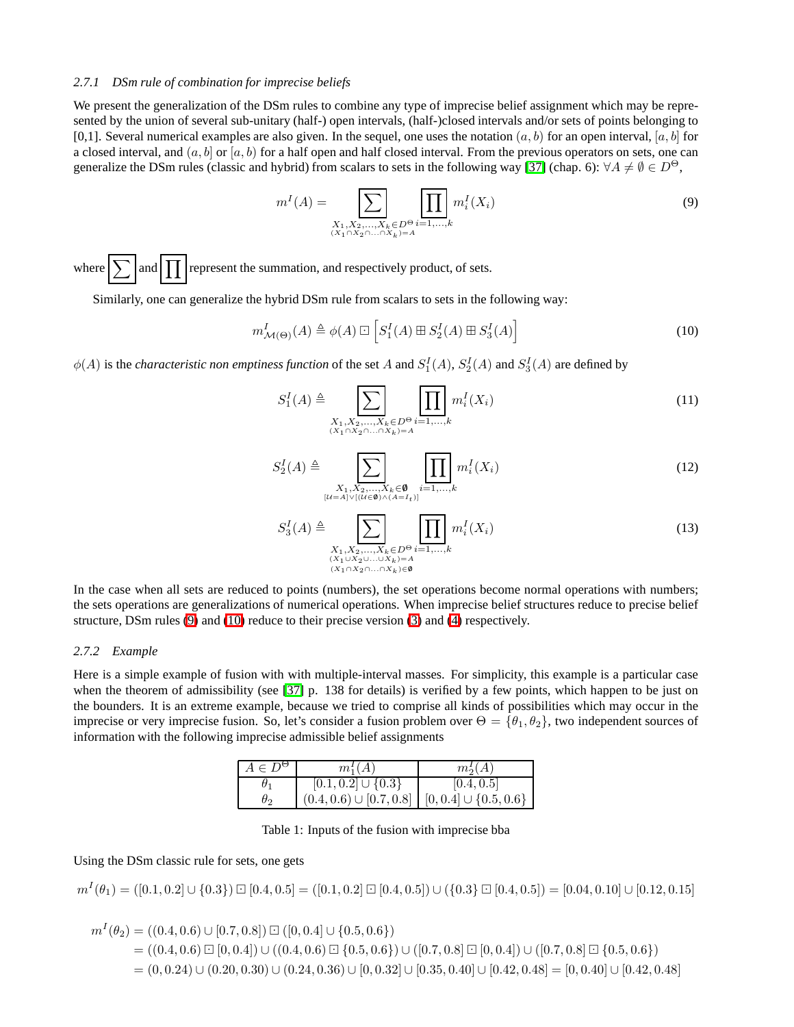### 2.7.1 DSm rule of combination for imprecise beliefs

We present the generalization of the DSm rules to combine any type of imprecise belief assignment which may be represented by the union of several sub-unitary (half-) open intervals, (half-)closed intervals and/or sets of points belonging to [0,1]. Several numerical examples are also given. In the sequel, one uses the notation $(a, b)$ for an open interval, $[a, b]$ for a closed interval, and $(a, b]$ or $[a, b)$ for a half open and half closed interval. From the previous operators on sets, one can generalize the DSm rules (classic and hybrid) from scalars to sets in the following way [37] (chap. 6): $\forall A \neq \emptyset \in D^\Theta$,

$$m^I(A) = \boxed{\sum_{\substack{X_1,X_2,\ldots,X_k \in D^\Theta \\ (X_1\cap X_2\cap\ldots\cap X_k)=A}}} \boxed{\prod_{i=1,\ldots,k}} m_i^I(X_i) \tag{9}$$

where $\boxed{\sum}$ and $\boxed{\prod}$ represent the summation, and respectively product, of sets.

Similarly, one can generalize the hybrid DSm rule from scalars to sets in the following way:

$$m^I_{\mathcal{M}(\Theta)}(A) \triangleq \phi(A) \boxdot \Big[S_1^I(A) \boxplus S_2^I(A) \boxplus S_3^I(A)\Big] \tag{10}$$

$\phi(A)$ is the *characteristic non emptiness function* of the set $A$ and $S_1^I(A)$, $S_2^I(A)$ and $S_3^I(A)$ are defined by

$$S_1^I(A) \triangleq \boxed{\sum_{\substack{X_1,X_2,\ldots,X_k \in D^\Theta \\ (X_1\cap X_2\cap\ldots\cap X_k)=A}}} \boxed{\prod_{i=1,\ldots,k}} m_i^I(X_i) \tag{11}$$

$$S_2^I(A) \triangleq \boxed{\sum_{\substack{X_1,X_2,\ldots,X_k \in \boldsymbol{\emptyset} \\ [\mathcal{U}=A]\vee[(\mathcal{U}\in\boldsymbol{\emptyset})\wedge(A=I_t)]}}} \boxed{\prod_{i=1,\ldots,k}} m_i^I(X_i) \tag{12}$$

$$S_3^I(A) \triangleq \boxed{\sum_{\substack{X_1,X_2,\ldots,X_k \in D^\Theta \\ (X_1\cup X_2\cup\ldots\cup X_k)=A \\ (X_1\cap X_2\cap\ldots\cap X_k)\in\boldsymbol{\emptyset}}}} \boxed{\prod_{i=1,\ldots,k}} m_i^I(X_i) \tag{13}$$

In the case when all sets are reduced to points (numbers), the set operations become normal operations with numbers; the sets operations are generalizations of numerical operations. When imprecise belief structures reduce to precise belief structure, DSm rules (9) and (10) reduce to their precise version (3) and (4) respectively.

### 2.7.2 Example

Here is a simple example of fusion with with multiple-interval masses. For simplicity, this example is a particular case when the theorem of admissibility (see [37] p. 138 for details) is verified by a few points, which happen to be just on the bounders. It is an extreme example, because we tried to comprise all kinds of possibilities which may occur in the imprecise or very imprecise fusion. So, let's consider a fusion problem over $\Theta = \{\theta_1, \theta_2\}$, two independent sources of information with the following imprecise admissible belief assignments

| $A \in D^\Theta$ | $m_1^I(A)$ | $m_2^I(A)$ |
|---|---|---|
| $\theta_1$ | $[0.1, 0.2] \cup \{0.3\}$ | $[0.4, 0.5]$ |
| $\theta_2$ | $(0.4, 0.6) \cup [0.7, 0.8]$ | $[0, 0.4] \cup \{0.5, 0.6\}$ |

Table 1: Inputs of the fusion with imprecise bba

Using the DSm classic rule for sets, one gets

$$m^I(\theta_1) = ([0.1, 0.2] \cup \{0.3\}) \boxdot [0.4, 0.5] = ([0.1, 0.2] \boxdot [0.4, 0.5]) \cup (\{0.3\} \boxdot [0.4, 0.5]) = [0.04, 0.10] \cup [0.12, 0.15]$$

$$\begin{aligned}
m^I(\theta_2) &= ((0.4, 0.6) \cup [0.7, 0.8]) \boxdot ([0, 0.4] \cup \{0.5, 0.6\}) \\
&= ((0.4, 0.6) \boxdot [0, 0.4]) \cup ((0.4, 0.6) \boxdot \{0.5, 0.6\}) \cup ([0.7, 0.8] \boxdot [0, 0.4]) \cup ([0.7, 0.8] \boxdot \{0.5, 0.6\}) \\
&= (0, 0.24) \cup (0.20, 0.30) \cup (0.24, 0.36) \cup [0, 0.32] \cup [0.35, 0.40] \cup [0.42, 0.48] = [0, 0.40] \cup [0.42, 0.48]
\end{aligned}$$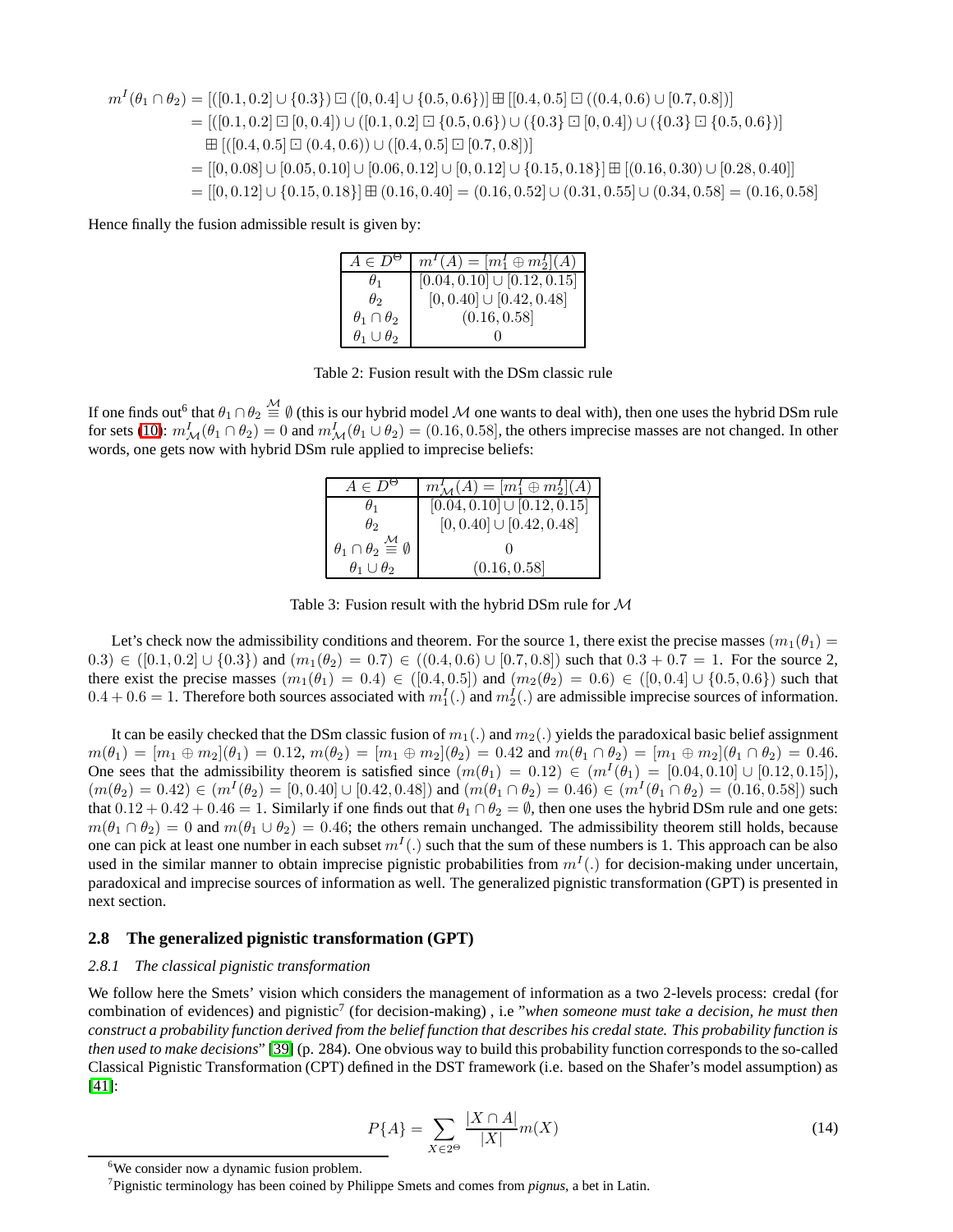$$
\begin{aligned}
m^I(\theta_1 \cap \theta_2) &= [([0.1, 0.2] \cup \{0.3\}) \boxdot ([0, 0.4] \cup \{0.5, 0.6\})] \boxplus [[0.4, 0.5] \boxdot ((0.4, 0.6) \cup [0.7, 0.8])] \\
&= [([0.1, 0.2] \boxdot [0, 0.4]) \cup ([0.1, 0.2] \boxdot \{0.5, 0.6\}) \cup (\{0.3\} \boxdot [0, 0.4]) \cup (\{0.3\} \boxdot \{0.5, 0.6\})] \\
&\quad \boxplus [([0.4, 0.5] \boxdot (0.4, 0.6)) \cup ([0.4, 0.5] \boxdot [0.7, 0.8])] \\
&= [[0, 0.08] \cup [0.05, 0.10] \cup [0.06, 0.12] \cup [0, 0.12] \cup \{0.15, 0.18\}] \boxplus [(0.16, 0.30) \cup [0.28, 0.40]] \\
&= [[0, 0.12] \cup \{0.15, 0.18\}] \boxplus (0.16, 0.40] = (0.16, 0.52] \cup (0.31, 0.55] \cup (0.34, 0.58] = (0.16, 0.58]
\end{aligned}
$$

Hence finally the fusion admissible result is given by:

| $A \in D^\Theta$ | $m^I(A) = [m_1^I \oplus m_2^I](A)$ |
|---|---|
| $\theta_1$ | $[0.04, 0.10] \cup [0.12, 0.15]$ |
| $\theta_2$ | $[0, 0.40] \cup [0.42, 0.48]$ |
| $\theta_1 \cap \theta_2$ | $(0.16, 0.58]$ |
| $\theta_1 \cup \theta_2$ | $0$ |

Table 2: Fusion result with the DSm classic rule

If one finds out[6] that $\theta_1 \cap \theta_2 \overset{\mathcal{M}}{\equiv} \emptyset$ (this is our hybrid model $\mathcal{M}$ one wants to deal with), then one uses the hybrid DSm rule for sets (10): $m^I_{\mathcal{M}}(\theta_1 \cap \theta_2) = 0$ and $m^I_{\mathcal{M}}(\theta_1 \cup \theta_2) = (0.16, 0.58]$, the others imprecise masses are not changed. In other words, one gets now with hybrid DSm rule applied to imprecise beliefs:

| $A \in D^\Theta$ | $m^I_{\mathcal{M}}(A) = [m_1^I \oplus m_2^I](A)$ |
|---|---|
| $\theta_1$ | $[0.04, 0.10] \cup [0.12, 0.15]$ |
| $\theta_2$ | $[0, 0.40] \cup [0.42, 0.48]$ |
| $\theta_1 \cap \theta_2 \overset{\mathcal{M}}{\equiv} \emptyset$ | $0$ |
| $\theta_1 \cup \theta_2$ | $(0.16, 0.58]$ |

Table 3: Fusion result with the hybrid DSm rule for $\mathcal{M}$

Let's check now the admissibility conditions and theorem. For the source 1, there exist the precise masses $(m_1(\theta_1) = 0.3) \in ([0.1, 0.2] \cup \{0.3\})$ and $(m_1(\theta_2) = 0.7) \in ((0.4, 0.6) \cup [0.7, 0.8])$ such that $0.3 + 0.7 = 1$. For the source 2, there exist the precise masses $(m_1(\theta_1) = 0.4) \in ([0.4, 0.5])$ and $(m_2(\theta_2) = 0.6) \in ([0, 0.4] \cup \{0.5, 0.6\})$ such that $0.4 + 0.6 = 1$. Therefore both sources associated with $m_1^I(.)$ and $m_2^I(.)$ are admissible imprecise sources of information.

It can be easily checked that the DSm classic fusion of $m_1(.)$ and $m_2(.)$ yields the paradoxical basic belief assignment $m(\theta_1) = [m_1 \oplus m_2](\theta_1) = 0.12$, $m(\theta_2) = [m_1 \oplus m_2](\theta_2) = 0.42$ and $m(\theta_1 \cap \theta_2) = [m_1 \oplus m_2](\theta_1 \cap \theta_2) = 0.46$. One sees that the admissibility theorem is satisfied since $(m(\theta_1) = 0.12) \in (m^I(\theta_1) = [0.04, 0.10] \cup [0.12, 0.15])$, $(m(\theta_2) = 0.42) \in (m^I(\theta_2) = [0, 0.40] \cup [0.42, 0.48])$ and $(m(\theta_1 \cap \theta_2) = 0.46) \in (m^I(\theta_1 \cap \theta_2) = (0.16, 0.58])$ such that $0.12 + 0.42 + 0.46 = 1$. Similarly if one finds out that $\theta_1 \cap \theta_2 = \emptyset$, then one uses the hybrid DSm rule and one gets: $m(\theta_1 \cap \theta_2) = 0$ and $m(\theta_1 \cup \theta_2) = 0.46$; the others remain unchanged. The admissibility theorem still holds, because one can pick at least one number in each subset $m^I(.)$ such that the sum of these numbers is 1. This approach can be also used in the similar manner to obtain imprecise pignistic probabilities from $m^I(.)$ for decision-making under uncertain, paradoxical and imprecise sources of information as well. The generalized pignistic transformation (GPT) is presented in next section.

## 2.8 The generalized pignistic transformation (GPT)

### 2.8.1 The classical pignistic transformation

We follow here the Smets' vision which considers the management of information as a two 2-levels process: credal (for combination of evidences) and pignistic[7] (for decision-making) , i.e "*when someone must take a decision, he must then construct a probability function derived from the belief function that describes his credal state. This probability function is then used to make decisions*" [39] (p. 284). One obvious way to build this probability function corresponds to the so-called Classical Pignistic Transformation (CPT) defined in the DST framework (i.e. based on the Shafer's model assumption) as [41]:

$$
P\{A\} = \sum_{X \in 2^\Theta} \frac{|X \cap A|}{|X|} m(X) \tag{14}
$$

[6] We consider now a dynamic fusion problem.

[7] Pignistic terminology has been coined by Philippe Smets and comes from *pignus*, a bet in Latin.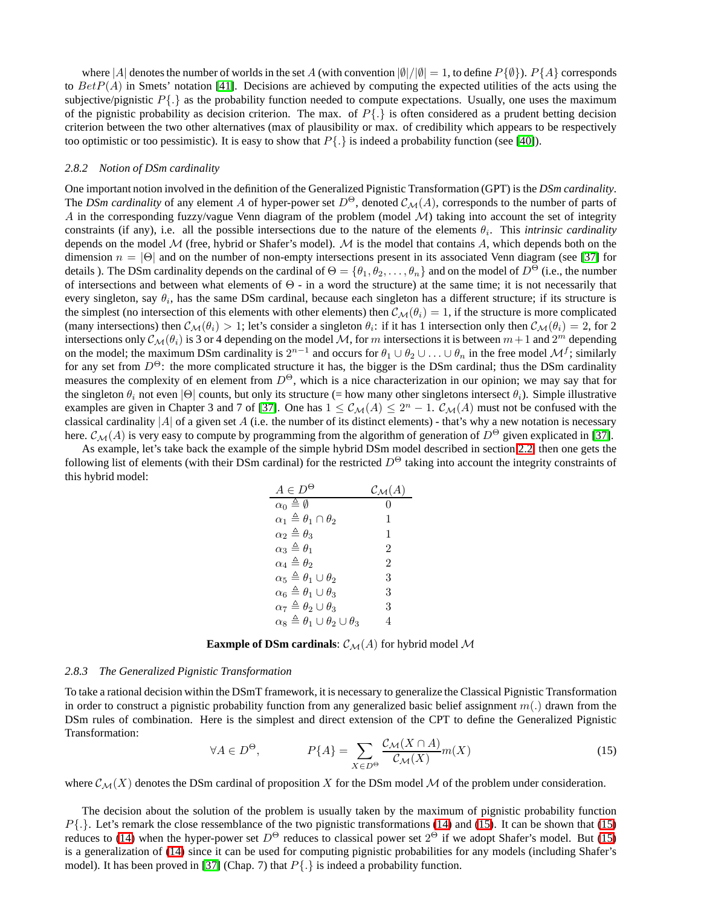where $|A|$ denotes the number of worlds in the set $A$ (with convention $|\emptyset|/|\emptyset| = 1$, to define $P\{\emptyset\}$). $P\{A\}$ corresponds to $BetP(A)$ in Smets' notation [41]. Decisions are achieved by computing the expected utilities of the acts using the subjective/pignistic $P\{.\}$ as the probability function needed to compute expectations. Usually, one uses the maximum of the pignistic probability as decision criterion. The max. of $P\{.\}$ is often considered as a prudent betting decision criterion between the two other alternatives (max of plausibility or max. of credibility which appears to be respectively too optimistic or too pessimistic). It is easy to show that $P\{.\}$ is indeed a probability function (see [40]).

### 2.8.2 Notion of DSm cardinality

One important notion involved in the definition of the Generalized Pignistic Transformation (GPT) is the *DSm cardinality*. The *DSm cardinality* of any element $A$ of hyper-power set $D^\Theta$, denoted $\mathcal{C}_\mathcal{M}(A)$, corresponds to the number of parts of $A$ in the corresponding fuzzy/vague Venn diagram of the problem (model $\mathcal{M}$) taking into account the set of integrity constraints (if any), i.e. all the possible intersections due to the nature of the elements $\theta_i$. This *intrinsic cardinality* depends on the model $\mathcal{M}$ (free, hybrid or Shafer's model). $\mathcal{M}$ is the model that contains $A$, which depends both on the dimension $n = |\Theta|$ and on the number of non-empty intersections present in its associated Venn diagram (see [37] for details ). The DSm cardinality depends on the cardinal of $\Theta = \{\theta_1, \theta_2, \dots, \theta_n\}$ and on the model of $D^\Theta$ (i.e., the number of intersections and between what elements of $\Theta$ - in a word the structure) at the same time; it is not necessarily that every singleton, say $\theta_i$, has the same DSm cardinal, because each singleton has a different structure; if its structure is the simplest (no intersection of this elements with other elements) then $\mathcal{C}_\mathcal{M}(\theta_i) = 1$, if the structure is more complicated (many intersections) then $\mathcal{C}_\mathcal{M}(\theta_i) > 1$; let's consider a singleton $\theta_i$: if it has 1 intersection only then $\mathcal{C}_\mathcal{M}(\theta_i) = 2$, for 2 intersections only $\mathcal{C}_\mathcal{M}(\theta_i)$ is 3 or 4 depending on the model $\mathcal{M}$, for $m$ intersections it is between $m+1$ and $2^m$ depending on the model; the maximum DSm cardinality is $2^{n-1}$ and occurs for $\theta_1 \cup \theta_2 \cup \ldots \cup \theta_n$ in the free model $\mathcal{M}^f$; similarly for any set from $D^\Theta$: the more complicated structure it has, the bigger is the DSm cardinal; thus the DSm cardinality measures the complexity of en element from $D^\Theta$, which is a nice characterization in our opinion; we may say that for the singleton $\theta_i$ not even $|\Theta|$ counts, but only its structure (= how many other singletons intersect $\theta_i$). Simple illustrative examples are given in Chapter 3 and 7 of [37]. One has $1 \leq \mathcal{C}_\mathcal{M}(A) \leq 2^n - 1$. $\mathcal{C}_\mathcal{M}(A)$ must not be confused with the classical cardinality $|A|$ of a given set $A$ (i.e. the number of its distinct elements) - that's why a new notation is necessary here. $\mathcal{C}_\mathcal{M}(A)$ is very easy to compute by programming from the algorithm of generation of $D^\Theta$ given explicated in [37].

As example, let's take back the example of the simple hybrid DSm model described in section 2.2, then one gets the following list of elements (with their DSm cardinal) for the restricted $D^\Theta$ taking into account the integrity constraints of this hybrid model:

| $A \in D^\Theta$ | $\mathcal{C}_\mathcal{M}(A)$ |
|---|---|
| $\alpha_0 \triangleq \emptyset$ | 0 |
| $\alpha_1 \triangleq \theta_1 \cap \theta_2$ | 1 |
| $\alpha_2 \triangleq \theta_3$ | 1 |
| $\alpha_3 \triangleq \theta_1$ | 2 |
| $\alpha_4 \triangleq \theta_2$ | 2 |
| $\alpha_5 \triangleq \theta_1 \cup \theta_2$ | 3 |
| $\alpha_6 \triangleq \theta_1 \cup \theta_3$ | 3 |
| $\alpha_7 \triangleq \theta_2 \cup \theta_3$ | 3 |
| $\alpha_8 \triangleq \theta_1 \cup \theta_2 \cup \theta_3$ | 4 |

**Eaxmple of DSm cardinals**: $\mathcal{C}_\mathcal{M}(A)$ for hybrid model $\mathcal{M}$

### 2.8.3 The Generalized Pignistic Transformation

To take a rational decision within the DSmT framework, it is necessary to generalize the Classical Pignistic Transformation in order to construct a pignistic probability function from any generalized basic belief assignment $m(.)$ drawn from the DSm rules of combination. Here is the simplest and direct extension of the CPT to define the Generalized Pignistic Transformation:

$$\forall A \in D^\Theta, \qquad P\{A\} = \sum_{X \in D^\Theta} \frac{\mathcal{C}_\mathcal{M}(X \cap A)}{\mathcal{C}_\mathcal{M}(X)} m(X) \tag{15}$$

where $\mathcal{C}_\mathcal{M}(X)$ denotes the DSm cardinal of proposition $X$ for the DSm model $\mathcal{M}$ of the problem under consideration.

The decision about the solution of the problem is usually taken by the maximum of pignistic probability function $P\{.\}$. Let's remark the close ressemblance of the two pignistic transformations (14) and (15). It can be shown that (15) reduces to (14) when the hyper-power set $D^\Theta$ reduces to classical power set $2^\Theta$ if we adopt Shafer's model. But (15) is a generalization of (14) since it can be used for computing pignistic probabilities for any models (including Shafer's model). It has been proved in [37] (Chap. 7) that $P\{.\}$ is indeed a probability function.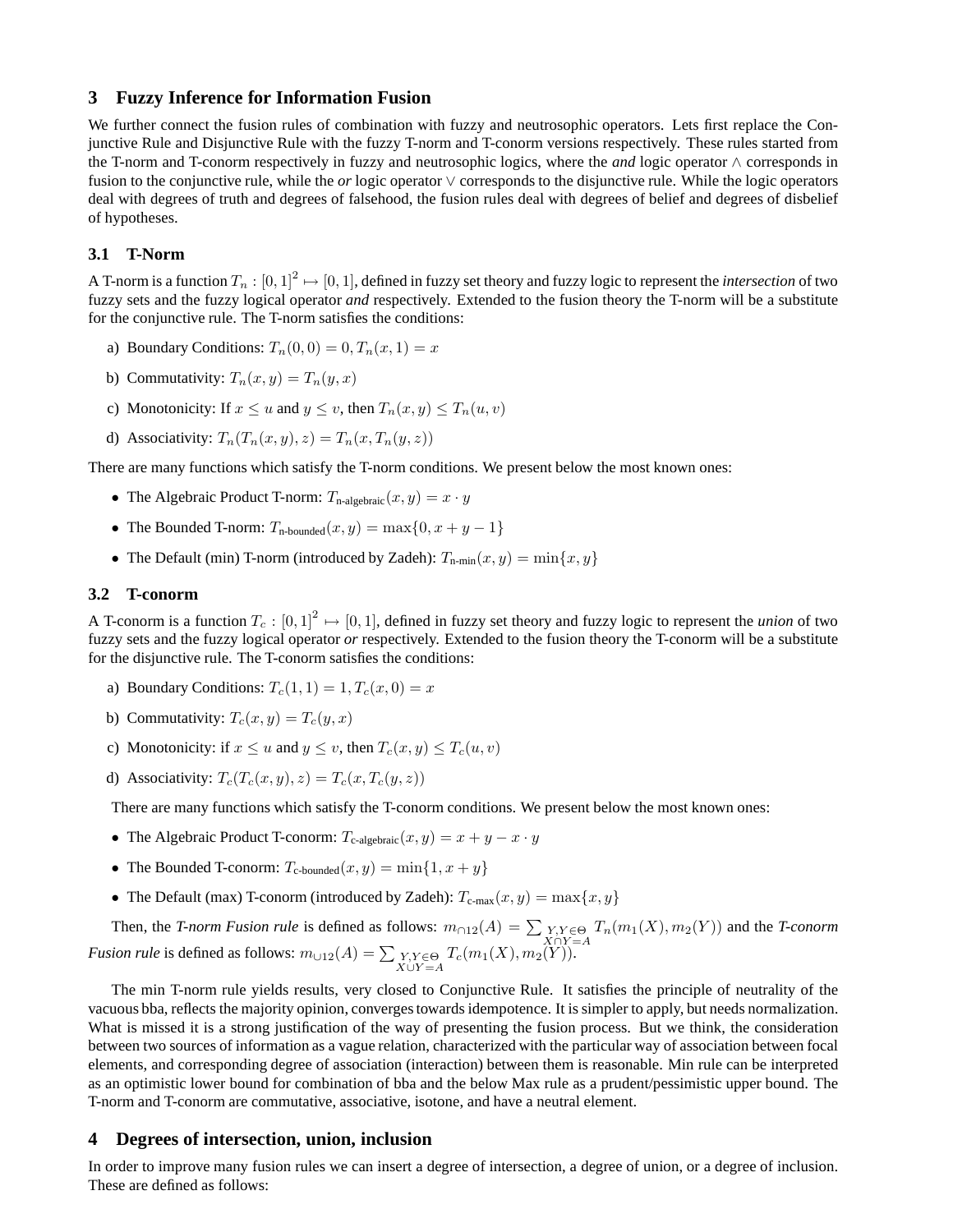## 3 Fuzzy Inference for Information Fusion

We further connect the fusion rules of combination with fuzzy and neutrosophic operators. Lets first replace the Conjunctive Rule and Disjunctive Rule with the fuzzy T-norm and T-conorm versions respectively. These rules started from the T-norm and T-conorm respectively in fuzzy and neutrosophic logics, where the *and* logic operator $\wedge$ corresponds in fusion to the conjunctive rule, while the *or* logic operator $\vee$ corresponds to the disjunctive rule. While the logic operators deal with degrees of truth and degrees of falsehood, the fusion rules deal with degrees of belief and degrees of disbelief of hypotheses.

### 3.1 T-Norm

A T-norm is a function $T_n : [0,1]^2 \mapsto [0,1]$, defined in fuzzy set theory and fuzzy logic to represent the *intersection* of two fuzzy sets and the fuzzy logical operator *and* respectively. Extended to the fusion theory the T-norm will be a substitute for the conjunctive rule. The T-norm satisfies the conditions:

a) Boundary Conditions: $T_n(0,0) = 0, T_n(x,1) = x$

b) Commutativity: $T_n(x,y) = T_n(y,x)$

c) Monotonicity: If $x \leq u$ and $y \leq v$, then $T_n(x,y) \leq T_n(u,v)$

d) Associativity: $T_n(T_n(x,y),z) = T_n(x,T_n(y,z))$

There are many functions which satisfy the T-norm conditions. We present below the most known ones:

- The Algebraic Product T-norm: $T_{\text{n-algebraic}}(x,y) = x \cdot y$
- The Bounded T-norm: $T_{\text{n-bounded}}(x,y) = \max\{0, x+y-1\}$
- The Default (min) T-norm (introduced by Zadeh): $T_{\text{n-min}}(x,y) = \min\{x,y\}$

### 3.2 T-conorm

A T-conorm is a function $T_c : [0,1]^2 \mapsto [0,1]$, defined in fuzzy set theory and fuzzy logic to represent the *union* of two fuzzy sets and the fuzzy logical operator *or* respectively. Extended to the fusion theory the T-conorm will be a substitute for the disjunctive rule. The T-conorm satisfies the conditions:

a) Boundary Conditions: $T_c(1,1) = 1, T_c(x,0) = x$

b) Commutativity: $T_c(x,y) = T_c(y,x)$

c) Monotonicity: if $x \leq u$ and $y \leq v$, then $T_c(x,y) \leq T_c(u,v)$

d) Associativity: $T_c(T_c(x,y),z) = T_c(x,T_c(y,z))$

There are many functions which satisfy the T-conorm conditions. We present below the most known ones:

- The Algebraic Product T-conorm: $T_{\text{c-algebraic}}(x,y) = x + y - x \cdot y$
- The Bounded T-conorm: $T_{\text{c-bounded}}(x,y) = \min\{1, x+y\}$
- The Default (max) T-conorm (introduced by Zadeh): $T_{\text{c-max}}(x,y) = \max\{x,y\}$

Then, the *T-norm Fusion rule* is defined as follows: $m_{\cap 12}(A) = \sum_{\substack{Y,Y \in \Theta \\ X \cap Y = A}} T_n(m_1(X), m_2(Y))$ and the *T-conorm Fusion rule* is defined as follows: $m_{\cup 12}(A) = \sum_{\substack{Y,Y \in \Theta \\ X \cup Y = A}} T_c(m_1(X), m_2(Y))$.

The min T-norm rule yields results, very closed to Conjunctive Rule. It satisfies the principle of neutrality of the vacuous bba, reflects the majority opinion, converges towards idempotence. It is simpler to apply, but needs normalization. What is missed it is a strong justification of the way of presenting the fusion process. But we think, the consideration between two sources of information as a vague relation, characterized with the particular way of association between focal elements, and corresponding degree of association (interaction) between them is reasonable. Min rule can be interpreted as an optimistic lower bound for combination of bba and the below Max rule as a prudent/pessimistic upper bound. The T-norm and T-conorm are commutative, associative, isotone, and have a neutral element.

## 4 Degrees of intersection, union, inclusion

In order to improve many fusion rules we can insert a degree of intersection, a degree of union, or a degree of inclusion. These are defined as follows: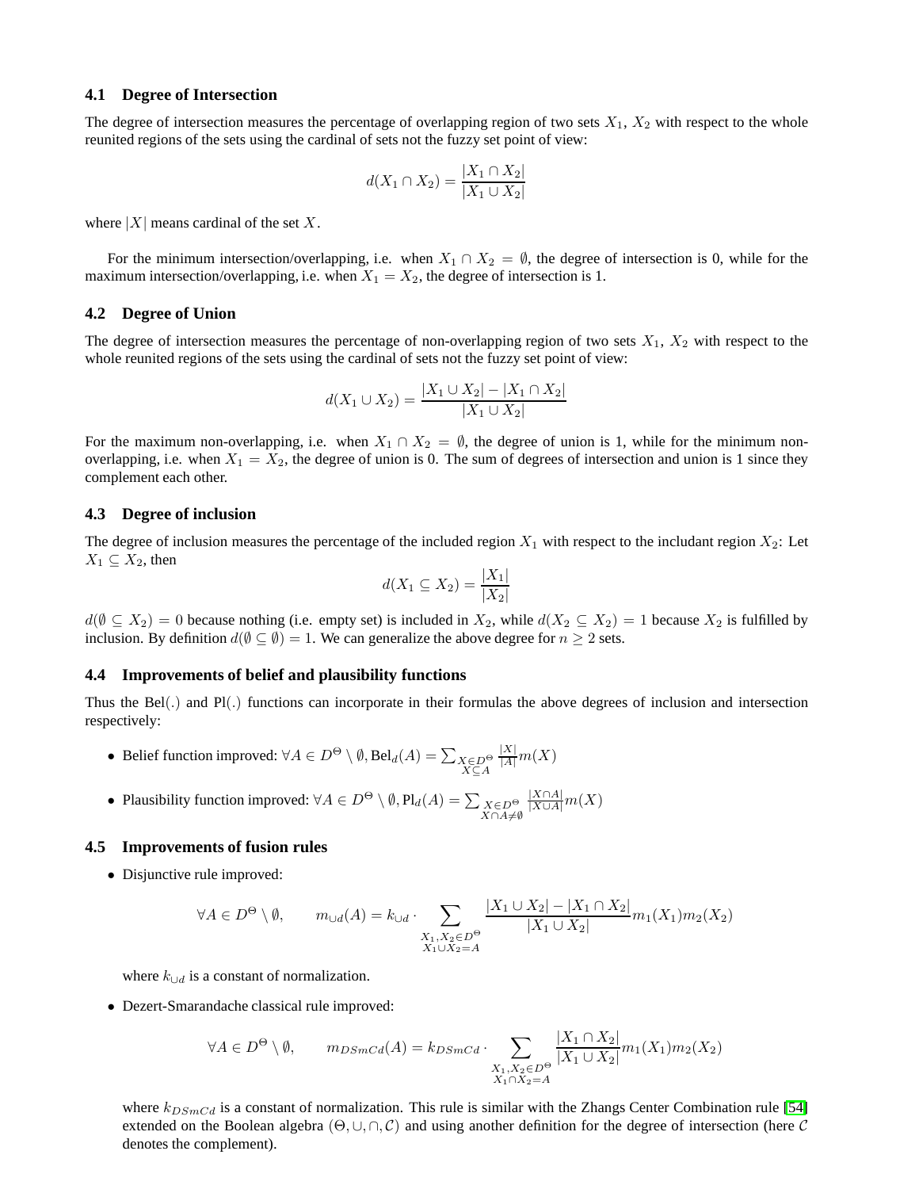### 4.1 Degree of Intersection

The degree of intersection measures the percentage of overlapping region of two sets $X_1$, $X_2$ with respect to the whole reunited regions of the sets using the cardinal of sets not the fuzzy set point of view:

$$d(X_1 \cap X_2) = \frac{|X_1 \cap X_2|}{|X_1 \cup X_2|}$$

where $|X|$ means cardinal of the set $X$.

For the minimum intersection/overlapping, i.e. when $X_1 \cap X_2 = \emptyset$, the degree of intersection is 0, while for the maximum intersection/overlapping, i.e. when $X_1 = X_2$, the degree of intersection is 1.

### 4.2 Degree of Union

The degree of intersection measures the percentage of non-overlapping region of two sets $X_1$, $X_2$ with respect to the whole reunited regions of the sets using the cardinal of sets not the fuzzy set point of view:

$$d(X_1 \cup X_2) = \frac{|X_1 \cup X_2| - |X_1 \cap X_2|}{|X_1 \cup X_2|}$$

For the maximum non-overlapping, i.e. when $X_1 \cap X_2 = \emptyset$, the degree of union is 1, while for the minimum non-overlapping, i.e. when $X_1 = X_2$, the degree of union is 0. The sum of degrees of intersection and union is 1 since they complement each other.

### 4.3 Degree of inclusion

The degree of inclusion measures the percentage of the included region $X_1$ with respect to the includant region $X_2$: Let $X_1 \subseteq X_2$, then

$$d(X_1 \subseteq X_2) = \frac{|X_1|}{|X_2|}$$

$d(\emptyset \subseteq X_2) = 0$ because nothing (i.e. empty set) is included in $X_2$, while $d(X_2 \subseteq X_2) = 1$ because $X_2$ is fulfilled by inclusion. By definition $d(\emptyset \subseteq \emptyset) = 1$. We can generalize the above degree for $n \geq 2$ sets.

### 4.4 Improvements of belief and plausibility functions

Thus the Bel(.) and Pl(.) functions can incorporate in their formulas the above degrees of inclusion and intersection respectively:

- Belief function improved: $\forall A \in D^\Theta \setminus \emptyset, \text{Bel}_d(A) = \sum_{\substack{X \in D^\Theta \\ X \subseteq A}} \frac{|X|}{|A|} m(X)$
- Plausibility function improved: $\forall A \in D^\Theta \setminus \emptyset, \text{Pl}_d(A) = \sum_{\substack{X \in D^\Theta \\ X \cap A \neq \emptyset}} \frac{|X \cap A|}{|X \cup A|} m(X)$

### 4.5 Improvements of fusion rules

- Disjunctive rule improved:

$$\forall A \in D^\Theta \setminus \emptyset, \qquad m_{\cup d}(A) = k_{\cup d} \cdot \sum_{\substack{X_1, X_2 \in D^\Theta \\ X_1 \cup X_2 = A}} \frac{|X_1 \cup X_2| - |X_1 \cap X_2|}{|X_1 \cup X_2|} m_1(X_1) m_2(X_2)$$

  where $k_{\cup d}$ is a constant of normalization.

- Dezert-Smarandache classical rule improved:

$$\forall A \in D^\Theta \setminus \emptyset, \qquad m_{DSmCd}(A) = k_{DSmCd} \cdot \sum_{\substack{X_1, X_2 \in D^\Theta \\ X_1 \cap X_2 = A}} \frac{|X_1 \cap X_2|}{|X_1 \cup X_2|} m_1(X_1) m_2(X_2)$$

  where $k_{DSmCd}$ is a constant of normalization. This rule is similar with the Zhangs Center Combination rule [54] extended on the Boolean algebra $(\Theta, \cup, \cap, \mathcal{C})$ and using another definition for the degree of intersection (here $\mathcal{C}$ denotes the complement).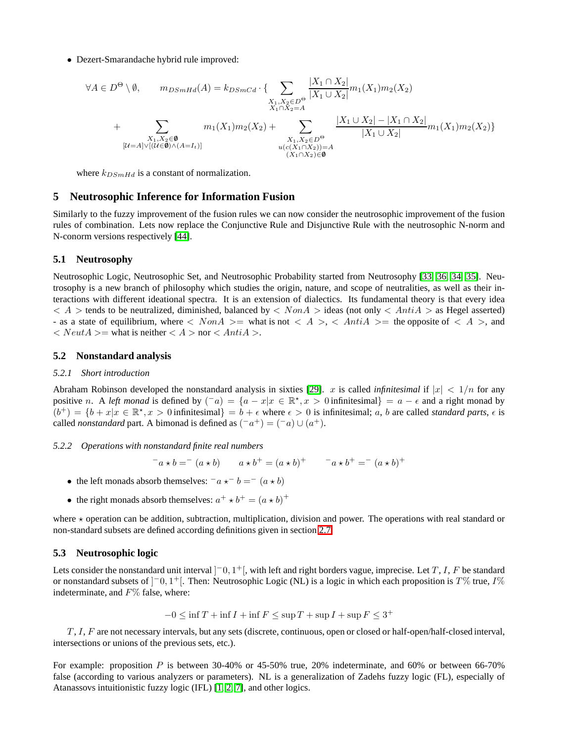- Dezert-Smarandache hybrid rule improved:

$$\forall A \in D^\Theta \setminus \emptyset, \qquad m_{DSmHd}(A) = k_{DSmCd} \cdot \{ \sum_{\substack{X_1, X_2 \in D^\Theta \\ X_1 \cap X_2 = A}} \frac{|X_1 \cap X_2|}{|X_1 \cup X_2|} m_1(X_1) m_2(X_2)$$

$$+ \sum_{\substack{X_1, X_2 \in \boldsymbol{\emptyset} \\ [\mathcal{U}=A] \vee [(\mathcal{U} \in \boldsymbol{\emptyset}) \wedge (A = I_t)]}} m_1(X_1) m_2(X_2) + \sum_{\substack{X_1, X_2 \in D^\Theta \\ u(c(X_1 \cap X_2)) = A \\ (X_1 \cap X_2) \in \boldsymbol{\emptyset}}} \frac{|X_1 \cup X_2| - |X_1 \cap X_2|}{|X_1 \cup X_2|} m_1(X_1) m_2(X_2) \}$$

where $k_{DSmHd}$ is a constant of normalization.

## 5 Neutrosophic Inference for Information Fusion

Similarly to the fuzzy improvement of the fusion rules we can now consider the neutrosophic improvement of the fusion rules of combination. Lets now replace the Conjunctive Rule and Disjunctive Rule with the neutrosophic N-norm and N-conorm versions respectively [44].

### 5.1 Neutrosophy

Neutrosophic Logic, Neutrosophic Set, and Neutrosophic Probability started from Neutrosophy [33, 36, 34, 35]. Neutrosophy is a new branch of philosophy which studies the origin, nature, and scope of neutralities, as well as their interactions with different ideational spectra. It is an extension of dialectics. Its fundamental theory is that every idea $< A >$ tends to be neutralized, diminished, balanced by $< NonA >$ ideas (not only $< AntiA >$ as Hegel asserted) - as a state of equilibrium, where $< NonA >=$ what is not $< A >$, $< AntiA >=$ the opposite of $< A >$, and $< NeutA >=$ what is neither $< A >$ nor $< AntiA >$.

### 5.2 Nonstandard analysis

#### 5.2.1 Short introduction

Abraham Robinson developed the nonstandard analysis in sixties [29]. $x$ is called *infinitesimal* if $|x| < 1/n$ for any positive $n$. A *left monad* is defined by $(^-a) = \{a - x | x \in \mathbb{R}^\star, x > 0 \text{ infinitesimal}\} = a - \epsilon$ and a right monad by $(b^+) = \{b + x | x \in \mathbb{R}^\star, x > 0 \text{ infinitesimal}\} = b + \epsilon$ where $\epsilon > 0$ is infinitesimal; $a$, $b$ are called *standard parts*, $\epsilon$ is called *nonstandard* part. A bimonad is defined as $(^-a^+) = (^-a) \cup (a^+)$.

#### 5.2.2 Operations with nonstandard finite real numbers

$$^-a \star b =^- (a \star b) \qquad a \star b^+ = (a \star b)^+ \qquad ^-a \star b^+ =^- (a \star b)^+$$

- the left monads absorb themselves: $^-a \star^- b =^- (a \star b)$
- the right monads absorb themselves: $a^+ \star b^+ = (a \star b)^+$

where $\star$ operation can be addition, subtraction, multiplication, division and power. The operations with real standard or non-standard subsets are defined according definitions given in section 2.7.

### 5.3 Neutrosophic logic

Lets consider the nonstandard unit interval $]^-0, 1^+[$, with left and right borders vague, imprecise. Let $T$, $I$, $F$ be standard or nonstandard subsets of $]^-0, 1^+[$. Then: Neutrosophic Logic (NL) is a logic in which each proposition is $T\%$ true, $I\%$ indeterminate, and $F\%$ false, where:

$$-0 \leq \inf T + \inf I + \inf F \leq \sup T + \sup I + \sup F \leq 3^+$$

$T$, $I$, $F$ are not necessary intervals, but any sets (discrete, continuous, open or closed or half-open/half-closed interval, intersections or unions of the previous sets, etc.).

For example: proposition $P$ is between 30-40% or 45-50% true, 20% indeterminate, and 60% or between 66-70% false (according to various analyzers or parameters). NL is a generalization of Zadehs fuzzy logic (FL), especially of Atanassovs intuitionistic fuzzy logic (IFL) [1, 2, 7], and other logics.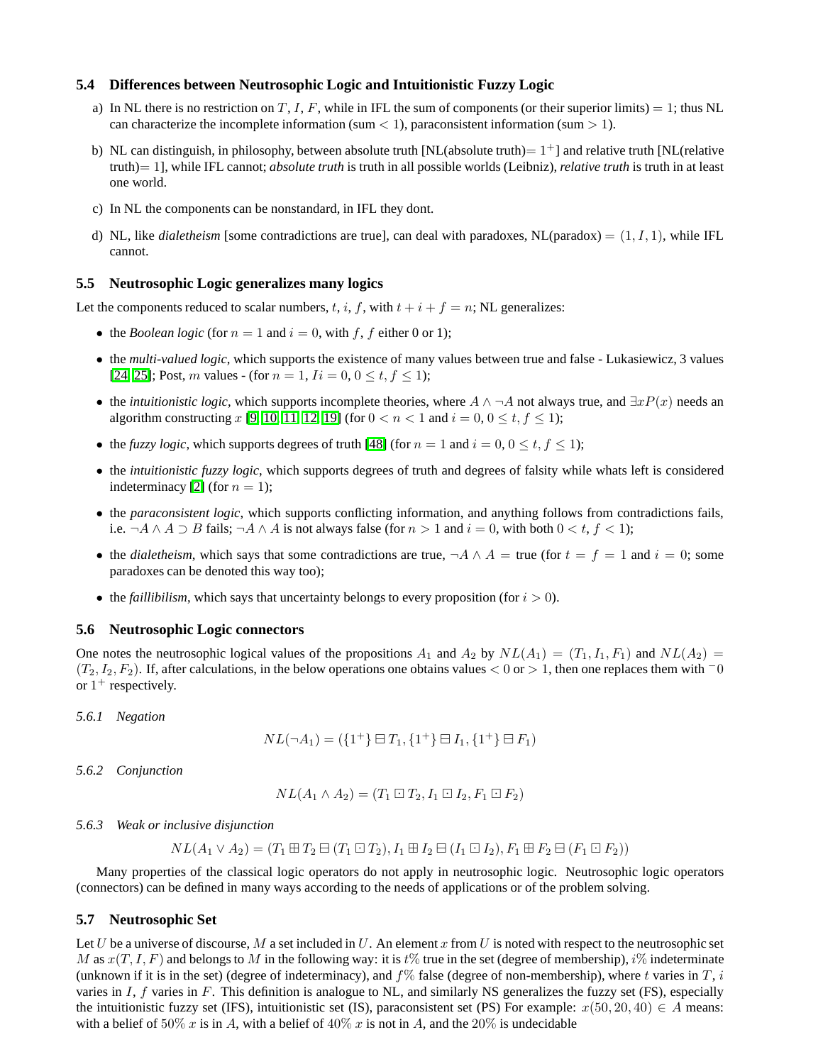### 5.4 Differences between Neutrosophic Logic and Intuitionistic Fuzzy Logic

a) In NL there is no restriction on $T$, $I$, $F$, while in IFL the sum of components (or their superior limits) $= 1$; thus NL can characterize the incomplete information (sum $< 1$), paraconsistent information (sum $> 1$).

b) NL can distinguish, in philosophy, between absolute truth [NL(absolute truth)$= 1^+$] and relative truth [NL(relative truth)$= 1$], while IFL cannot; *absolute truth* is truth in all possible worlds (Leibniz), *relative truth* is truth in at least one world.

c) In NL the components can be nonstandard, in IFL they dont.

d) NL, like *dialetheism* [some contradictions are true], can deal with paradoxes, NL(paradox) $= (1, I, 1)$, while IFL cannot.

### 5.5 Neutrosophic Logic generalizes many logics

Let the components reduced to scalar numbers, $t$, $i$, $f$, with $t + i + f = n$; NL generalizes:

- the *Boolean logic* (for $n = 1$ and $i = 0$, with $f$, $f$ either 0 or 1);
- the *multi-valued logic*, which supports the existence of many values between true and false - Lukasiewicz, 3 values [24, 25]; Post, $m$ values - (for $n = 1$, $Ii = 0$, $0 \leq t, f \leq 1$);
- the *intuitionistic logic*, which supports incomplete theories, where $A \wedge \neg A$ not always true, and $\exists x P(x)$ needs an algorithm constructing $x$ [9, 10, 11, 12, 19] (for $0 < n < 1$ and $i = 0$, $0 \leq t, f \leq 1$);
- the *fuzzy logic*, which supports degrees of truth [48] (for $n = 1$ and $i = 0$, $0 \leq t, f \leq 1$);
- the *intuitionistic fuzzy logic*, which supports degrees of truth and degrees of falsity while whats left is considered indeterminacy [2] (for $n = 1$);
- the *paraconsistent logic*, which supports conflicting information, and anything follows from contradictions fails, i.e. $\neg A \wedge A \supset B$ fails; $\neg A \wedge A$ is not always false (for $n > 1$ and $i = 0$, with both $0 < t$, $f < 1$);
- the *dialetheism*, which says that some contradictions are true, $\neg A \wedge A =$ true (for $t = f = 1$ and $i = 0$; some paradoxes can be denoted this way too);
- the *faillibilism*, which says that uncertainty belongs to every proposition (for $i > 0$).

### 5.6 Neutrosophic Logic connectors

One notes the neutrosophic logical values of the propositions $A_1$ and $A_2$ by $NL(A_1) = (T_1, I_1, F_1)$ and $NL(A_2) = (T_2, I_2, F_2)$. If, after calculations, in the below operations one obtains values $< 0$ or $> 1$, then one replaces them with ${}^-0$ or $1^+$ respectively.

#### 5.6.1 Negation

$$NL(\neg A_1) = (\{1^+\} \boxminus T_1, \{1^+\} \boxminus I_1, \{1^+\} \boxminus F_1)$$

#### 5.6.2 Conjunction

$$NL(A_1 \wedge A_2) = (T_1 \boxdot T_2, I_1 \boxdot I_2, F_1 \boxdot F_2)$$

#### 5.6.3 Weak or inclusive disjunction

$$NL(A_1 \vee A_2) = (T_1 \boxplus T_2 \boxminus (T_1 \boxdot T_2), I_1 \boxplus I_2 \boxminus (I_1 \boxdot I_2), F_1 \boxplus F_2 \boxminus (F_1 \boxdot F_2))$$

Many properties of the classical logic operators do not apply in neutrosophic logic. Neutrosophic logic operators (connectors) can be defined in many ways according to the needs of applications or of the problem solving.

### 5.7 Neutrosophic Set

Let $U$ be a universe of discourse, $M$ a set included in $U$. An element $x$ from $U$ is noted with respect to the neutrosophic set $M$ as $x(T, I, F)$ and belongs to $M$ in the following way: it is $t\%$ true in the set (degree of membership), $i\%$ indeterminate (unknown if it is in the set) (degree of indeterminacy), and $f\%$ false (degree of non-membership), where $t$ varies in $T$, $i$ varies in $I$, $f$ varies in $F$. This definition is analogue to NL, and similarly NS generalizes the fuzzy set (FS), especially the intuitionistic fuzzy set (IFS), intuitionistic set (IS), paraconsistent set (PS) For example: $x(50, 20, 40) \in A$ means: with a belief of $50\%$ $x$ is in $A$, with a belief of $40\%$ $x$ is not in $A$, and the $20\%$ is undecidable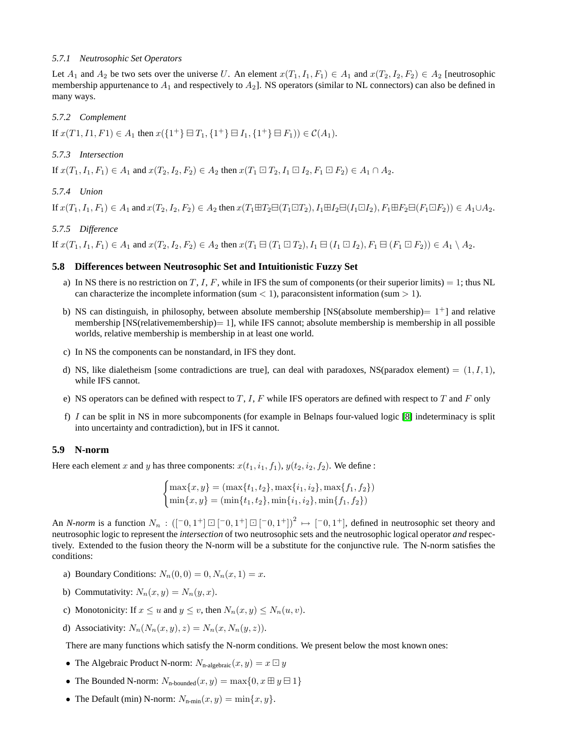#### 5.7.1 Neutrosophic Set Operators

Let $A_1$ and $A_2$ be two sets over the universe $U$. An element $x(T_1, I_1, F_1) \in A_1$ and $x(T_2, I_2, F_2) \in A_2$ [neutrosophic membership appurtenance to $A_1$ and respectively to $A_2$]. NS operators (similar to NL connectors) can also be defined in many ways.

#### 5.7.2 Complement

If $x(T1, I1, F1) \in A_1$ then $x(\{1^+\} \boxminus T_1, \{1^+\} \boxminus I_1, \{1^+\} \boxminus F_1)) \in \mathcal{C}(A_1)$.

#### 5.7.3 Intersection

If $x(T_1, I_1, F_1) \in A_1$ and $x(T_2, I_2, F_2) \in A_2$ then $x(T_1 \boxdot T_2, I_1 \boxdot I_2, F_1 \boxdot F_2) \in A_1 \cap A_2$.

#### 5.7.4 Union

If $x(T_1, I_1, F_1) \in A_1$ and $x(T_2, I_2, F_2) \in A_2$ then $x(T_1 \boxplus T_2 \boxminus (T_1 \boxdot T_2), I_1 \boxplus I_2 \boxminus (I_1 \boxdot I_2), F_1 \boxplus F_2 \boxminus (F_1 \boxdot F_2)) \in A_1 \cup A_2$.

#### 5.7.5 Difference

If $x(T_1, I_1, F_1) \in A_1$ and $x(T_2, I_2, F_2) \in A_2$ then $x(T_1 \boxminus (T_1 \boxdot T_2), I_1 \boxminus (I_1 \boxdot I_2), F_1 \boxminus (F_1 \boxdot F_2)) \in A_1 \setminus A_2$.

### 5.8 Differences between Neutrosophic Set and Intuitionistic Fuzzy Set

a) In NS there is no restriction on $T$, $I$, $F$, while in IFS the sum of components (or their superior limits) $= 1$; thus NL can characterize the incomplete information (sum $< 1$), paraconsistent information (sum $> 1$).

b) NS can distinguish, in philosophy, between absolute membership [NS(absolute membership)$= 1^+$] and relative membership [NS(relativemembership)$= 1$], while IFS cannot; absolute membership is membership in all possible worlds, relative membership is membership in at least one world.

c) In NS the components can be nonstandard, in IFS they dont.

d) NS, like dialetheism [some contradictions are true], can deal with paradoxes, NS(paradox element) $= (1, I, 1)$, while IFS cannot.

e) NS operators can be defined with respect to $T$, $I$, $F$ while IFS operators are defined with respect to $T$ and $F$ only

f) $I$ can be split in NS in more subcomponents (for example in Belnaps four-valued logic [8] indeterminacy is split into uncertainty and contradiction), but in IFS it cannot.

### 5.9 N-norm

Here each element $x$ and $y$ has three components: $x(t_1, i_1, f_1)$, $y(t_2, i_2, f_2)$. We define :

$$\begin{cases} \max\{x, y\} = (\max\{t_1, t_2\}, \max\{i_1, i_2\}, \max\{f_1, f_2\}) \\ \min\{x, y\} = (\min\{t_1, t_2\}, \min\{i_1, i_2\}, \min\{f_1, f_2\}) \end{cases}$$

An *N-norm* is a function $N_n : ([^-0, 1^+] \boxdot [^-0, 1^+] \boxdot [^-0, 1^+])^2 \mapsto [^-0, 1^+]$, defined in neutrosophic set theory and neutrosophic logic to represent the *intersection* of two neutrosophic sets and the neutrosophic logical operator *and* respectively. Extended to the fusion theory the N-norm will be a substitute for the conjunctive rule. The N-norm satisfies the conditions:

a) Boundary Conditions: $N_n(0, 0) = 0, N_n(x, 1) = x$.

b) Commutativity: $N_n(x, y) = N_n(y, x)$.

c) Monotonicity: If $x \leq u$ and $y \leq v$, then $N_n(x, y) \leq N_n(u, v)$.

d) Associativity: $N_n(N_n(x, y), z) = N_n(x, N_n(y, z))$.

There are many functions which satisfy the N-norm conditions. We present below the most known ones:

- The Algebraic Product N-norm: $N_{\text{n-algebraic}}(x, y) = x \boxdot y$
- The Bounded N-norm: $N_{\text{n-bounded}}(x, y) = \max\{0, x \boxplus y \boxminus 1\}$
- The Default (min) N-norm: $N_{\text{n-min}}(x, y) = \min\{x, y\}$.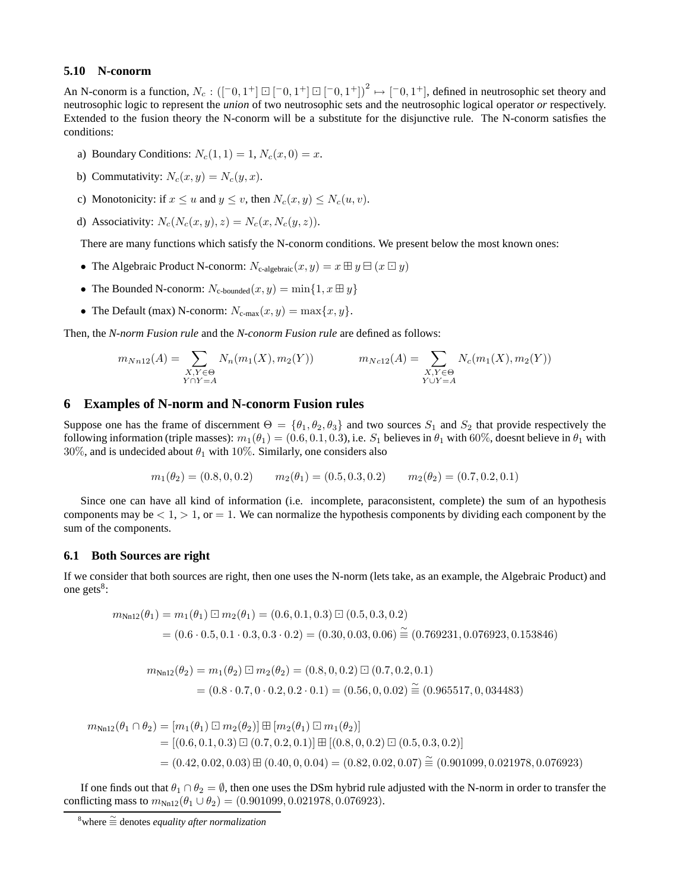### 5.10 N-conorm

An N-conorm is a function, $N_c : ([^-0, 1^+] \boxdot [^-0, 1^+] \boxdot [^-0, 1^+])^2 \mapsto [^-0, 1^+]$, defined in neutrosophic set theory and neutrosophic logic to represent the *union* of two neutrosophic sets and the neutrosophic logical operator *or* respectively. Extended to the fusion theory the N-conorm will be a substitute for the disjunctive rule. The N-conorm satisfies the conditions:

a) Boundary Conditions: $N_c(1, 1) = 1$, $N_c(x, 0) = x$.

b) Commutativity: $N_c(x, y) = N_c(y, x)$.

c) Monotonicity: if $x \leq u$ and $y \leq v$, then $N_c(x, y) \leq N_c(u, v)$.

d) Associativity: $N_c(N_c(x, y), z) = N_c(x, N_c(y, z))$.

There are many functions which satisfy the N-conorm conditions. We present below the most known ones:

- The Algebraic Product N-conorm: $N_{\text{c-algebraic}}(x, y) = x \boxplus y \boxminus (x \boxdot y)$
- The Bounded N-conorm: $N_{\text{c-bounded}}(x, y) = \min\{1, x \boxplus y\}$
- The Default (max) N-conorm: $N_{\text{c-max}}(x, y) = \max\{x, y\}$.

Then, the *N-norm Fusion rule* and the *N-conorm Fusion rule* are defined as follows:

$$m_{Nn12}(A) = \sum_{\substack{X,Y \in \Theta \\ Y \cap Y = A}} N_n(m_1(X), m_2(Y)) \qquad m_{Nc12}(A) = \sum_{\substack{X,Y \in \Theta \\ Y \cup Y = A}} N_c(m_1(X), m_2(Y))$$

## 6 Examples of N-norm and N-conorm Fusion rules

Suppose one has the frame of discernment $\Theta = \{\theta_1, \theta_2, \theta_3\}$ and two sources $S_1$ and $S_2$ that provide respectively the following information (triple masses): $m_1(\theta_1) = (0.6, 0.1, 0.3)$, i.e. $S_1$ believes in $\theta_1$ with 60%, doesnt believe in $\theta_1$ with 30%, and is undecided about $\theta_1$ with 10%. Similarly, one considers also

$$m_1(\theta_2) = (0.8, 0, 0.2) \qquad m_2(\theta_1) = (0.5, 0.3, 0.2) \qquad m_2(\theta_2) = (0.7, 0.2, 0.1)$$

Since one can have all kind of information (i.e. incomplete, paraconsistent, complete) the sum of an hypothesis components may be $< 1$, $> 1$, or $= 1$. We can normalize the hypothesis components by dividing each component by the sum of the components.

### 6.1 Both Sources are right

If we consider that both sources are right, then one uses the N-norm (lets take, as an example, the Algebraic Product) and one gets[8]:

$$\begin{aligned}
m_{\text{Nn12}}(\theta_1) &= m_1(\theta_1) \boxdot m_2(\theta_1) = (0.6, 0.1, 0.3) \boxdot (0.5, 0.3, 0.2) \\
&= (0.6 \cdot 0.5, 0.1 \cdot 0.3, 0.3 \cdot 0.2) = (0.30, 0.03, 0.06) \stackrel{\sim}{\equiv} (0.769231, 0.076923, 0.153846)
\end{aligned}$$

$$\begin{aligned}
m_{\text{Nn12}}(\theta_2) &= m_1(\theta_2) \boxdot m_2(\theta_2) = (0.8, 0, 0.2) \boxdot (0.7, 0.2, 0.1) \\
&= (0.8 \cdot 0.7, 0 \cdot 0.2, 0.2 \cdot 0.1) = (0.56, 0, 0.02) \stackrel{\sim}{\equiv} (0.965517, 0, 034483)
\end{aligned}$$

$$\begin{aligned}
m_{\text{Nn12}}(\theta_1 \cap \theta_2) &= [m_1(\theta_1) \boxdot m_2(\theta_2)] \boxplus [m_2(\theta_1) \boxdot m_1(\theta_2)] \\
&= [(0.6, 0.1, 0.3) \boxdot (0.7, 0.2, 0.1)] \boxplus [(0.8, 0, 0.2) \boxdot (0.5, 0.3, 0.2)] \\
&= (0.42, 0.02, 0.03) \boxplus (0.40, 0, 0.04) = (0.82, 0.02, 0.07) \stackrel{\sim}{\equiv} (0.901099, 0.021978, 0.076923)
\end{aligned}$$

If one finds out that $\theta_1 \cap \theta_2 = \emptyset$, then one uses the DSm hybrid rule adjusted with the N-norm in order to transfer the conflicting mass to $m_{\text{Nn12}}(\theta_1 \cup \theta_2) = (0.901099, 0.021978, 0.076923)$.

[8] where $\stackrel{\sim}{\equiv}$ denotes *equality after normalization*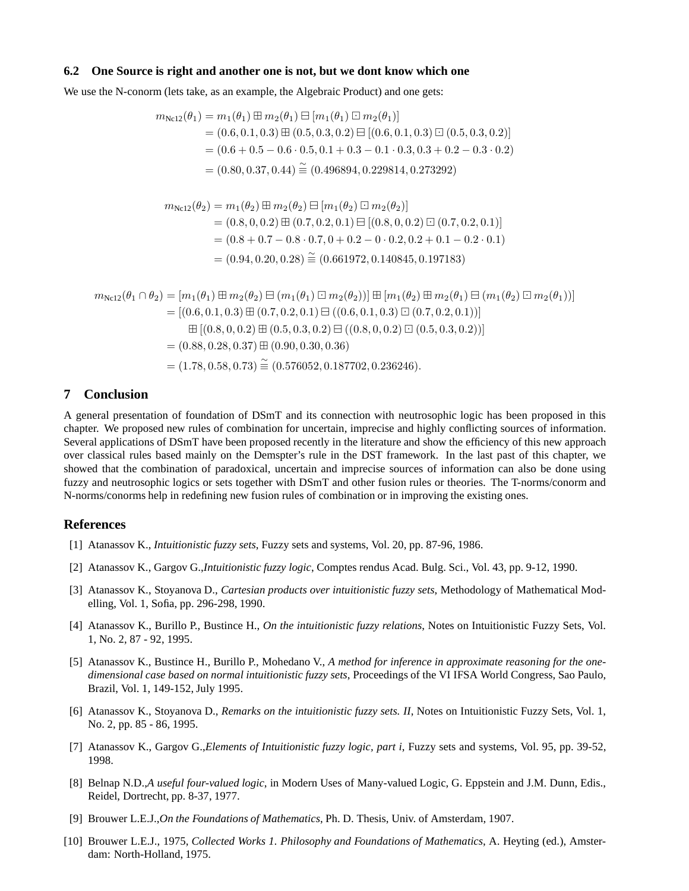### 6.2 One Source is right and another one is not, but we dont know which one

We use the N-conorm (lets take, as an example, the Algebraic Product) and one gets:

$$
\begin{aligned}
m_{\text{Nc12}}(\theta_1) &= m_1(\theta_1) \boxplus m_2(\theta_1) \boxminus [m_1(\theta_1) \boxdot m_2(\theta_1)] \\
&= (0.6, 0.1, 0.3) \boxplus (0.5, 0.3, 0.2) \boxminus [(0.6, 0.1, 0.3) \boxdot (0.5, 0.3, 0.2)] \\
&= (0.6 + 0.5 - 0.6 \cdot 0.5, 0.1 + 0.3 - 0.1 \cdot 0.3, 0.3 + 0.2 - 0.3 \cdot 0.2) \\
&= (0.80, 0.37, 0.44) \overset{\sim}{\equiv} (0.496894, 0.229814, 0.273292)
\end{aligned}
$$

$$
\begin{aligned}
m_{\text{Nc12}}(\theta_2) &= m_1(\theta_2) \boxplus m_2(\theta_2) \boxminus [m_1(\theta_2) \boxdot m_2(\theta_2)] \\
&= (0.8, 0, 0.2) \boxplus (0.7, 0.2, 0.1) \boxminus [(0.8, 0, 0.2) \boxdot (0.7, 0.2, 0.1)] \\
&= (0.8 + 0.7 - 0.8 \cdot 0.7, 0 + 0.2 - 0 \cdot 0.2, 0.2 + 0.1 - 0.2 \cdot 0.1) \\
&= (0.94, 0.20, 0.28) \overset{\sim}{\equiv} (0.661972, 0.140845, 0.197183)
\end{aligned}
$$

$$
\begin{aligned}
m_{\text{Nc12}}(\theta_1 \cap \theta_2) &= [m_1(\theta_1) \boxplus m_2(\theta_2) \boxminus (m_1(\theta_1) \boxdot m_2(\theta_2))] \boxplus [m_1(\theta_2) \boxplus m_2(\theta_1) \boxminus (m_1(\theta_2) \boxdot m_2(\theta_1))] \\
&= [(0.6, 0.1, 0.3) \boxplus (0.7, 0.2, 0.1) \boxminus ((0.6, 0.1, 0.3) \boxdot (0.7, 0.2, 0.1))] \\
&\quad \boxplus [(0.8, 0, 0.2) \boxplus (0.5, 0.3, 0.2) \boxminus ((0.8, 0, 0.2) \boxdot (0.5, 0.3, 0.2))] \\
&= (0.88, 0.28, 0.37) \boxplus (0.90, 0.30, 0.36) \\
&= (1.78, 0.58, 0.73) \overset{\sim}{\equiv} (0.576052, 0.187702, 0.236246).
\end{aligned}
$$

## 7 Conclusion

A general presentation of foundation of DSmT and its connection with neutrosophic logic has been proposed in this chapter. We proposed new rules of combination for uncertain, imprecise and highly conflicting sources of information. Several applications of DSmT have been proposed recently in the literature and show the efficiency of this new approach over classical rules based mainly on the Demspter's rule in the DST framework. In the last past of this chapter, we showed that the combination of paradoxical, uncertain and imprecise sources of information can also be done using fuzzy and neutrosophic logics or sets together with DSmT and other fusion rules or theories. The T-norms/conorm and N-norms/conorms help in redefining new fusion rules of combination or in improving the existing ones.

## References

[1] Atanassov K., *Intuitionistic fuzzy sets*, Fuzzy sets and systems, Vol. 20, pp. 87-96, 1986.

[2] Atanassov K., Gargov G.,*Intuitionistic fuzzy logic*, Comptes rendus Acad. Bulg. Sci., Vol. 43, pp. 9-12, 1990.

[3] Atanassov K., Stoyanova D., *Cartesian products over intuitionistic fuzzy sets*, Methodology of Mathematical Modelling, Vol. 1, Sofia, pp. 296-298, 1990.

[4] Atanassov K., Burillo P., Bustince H., *On the intuitionistic fuzzy relations*, Notes on Intuitionistic Fuzzy Sets, Vol. 1, No. 2, 87 - 92, 1995.

[5] Atanassov K., Bustince H., Burillo P., Mohedano V., *A method for inference in approximate reasoning for the one-dimensional case based on normal intuitionistic fuzzy sets*, Proceedings of the VI IFSA World Congress, Sao Paulo, Brazil, Vol. 1, 149-152, July 1995.

[6] Atanassov K., Stoyanova D., *Remarks on the intuitionistic fuzzy sets. II*, Notes on Intuitionistic Fuzzy Sets, Vol. 1, No. 2, pp. 85 - 86, 1995.

[7] Atanassov K., Gargov G.,*Elements of Intuitionistic fuzzy logic, part i*, Fuzzy sets and systems, Vol. 95, pp. 39-52, 1998.

[8] Belnap N.D.,*A useful four-valued logic*, in Modern Uses of Many-valued Logic, G. Eppstein and J.M. Dunn, Edis., Reidel, Dortrecht, pp. 8-37, 1977.

[9] Brouwer L.E.J.,*On the Foundations of Mathematics*, Ph. D. Thesis, Univ. of Amsterdam, 1907.

[10] Brouwer L.E.J., 1975, *Collected Works 1. Philosophy and Foundations of Mathematics*, A. Heyting (ed.), Amsterdam: North-Holland, 1975.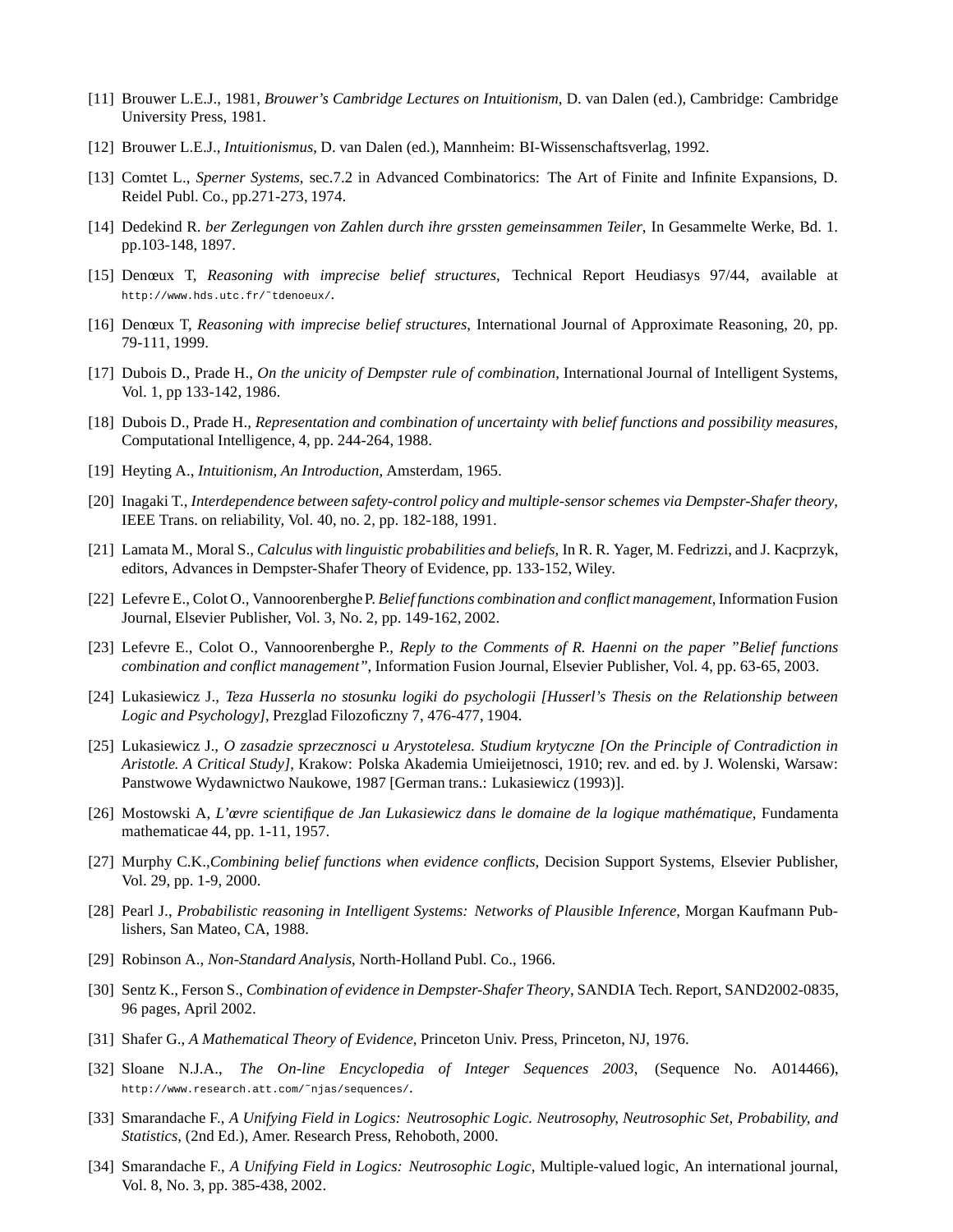[11] Brouwer L.E.J., 1981, *Brouwer's Cambridge Lectures on Intuitionism*, D. van Dalen (ed.), Cambridge: Cambridge University Press, 1981.

[12] Brouwer L.E.J., *Intuitionismus*, D. van Dalen (ed.), Mannheim: BI-Wissenschaftsverlag, 1992.

[13] Comtet L., *Sperner Systems*, sec.7.2 in Advanced Combinatorics: The Art of Finite and Infinite Expansions, D. Reidel Publ. Co., pp.271-273, 1974.

[14] Dedekind R. *ber Zerlegungen von Zahlen durch ihre grssten gemeinsammen Teiler*, In Gesammelte Werke, Bd. 1. pp.103-148, 1897.

[15] Denœux T, *Reasoning with imprecise belief structures*, Technical Report Heudiasys 97/44, available at http://www.hds.utc.fr/˜tdenoeux/.

[16] Denœux T, *Reasoning with imprecise belief structures*, International Journal of Approximate Reasoning, 20, pp. 79-111, 1999.

[17] Dubois D., Prade H., *On the unicity of Dempster rule of combination*, International Journal of Intelligent Systems, Vol. 1, pp 133-142, 1986.

[18] Dubois D., Prade H., *Representation and combination of uncertainty with belief functions and possibility measures*, Computational Intelligence, 4, pp. 244-264, 1988.

[19] Heyting A., *Intuitionism, An Introduction*, Amsterdam, 1965.

[20] Inagaki T., *Interdependence between safety-control policy and multiple-sensor schemes via Dempster-Shafer theory*, IEEE Trans. on reliability, Vol. 40, no. 2, pp. 182-188, 1991.

[21] Lamata M., Moral S., *Calculus with linguistic probabilities and beliefs*, In R. R. Yager, M. Fedrizzi, and J. Kacprzyk, editors, Advances in Dempster-Shafer Theory of Evidence, pp. 133-152, Wiley.

[22] Lefevre E., Colot O., Vannoorenberghe P. *Belief functions combination and conflict management*, Information Fusion Journal, Elsevier Publisher, Vol. 3, No. 2, pp. 149-162, 2002.

[23] Lefevre E., Colot O., Vannoorenberghe P., *Reply to the Comments of R. Haenni on the paper "Belief functions combination and conflict management"*, Information Fusion Journal, Elsevier Publisher, Vol. 4, pp. 63-65, 2003.

[24] Lukasiewicz J., *Teza Husserla no stosunku logiki do psychologii [Husserl's Thesis on the Relationship between Logic and Psychology]*, Przeglad Filozoficzny 7, 476-477, 1904.

[25] Lukasiewicz J., *O zasadzie sprzecznosci u Arystotelesa. Studium krytyczne [On the Principle of Contradiction in Aristotle. A Critical Study]*, Krakow: Polska Akademia Umieijetnosci, 1910; rev. and ed. by J. Wolenski, Warsaw: Panstwowe Wydawnictwo Naukowe, 1987 [German trans.: Lukasiewicz (1993)].

[26] Mostowski A, *L'œvre scientifique de Jan Lukasiewicz dans le domaine de la logique mathématique*, Fundamenta mathematicae 44, pp. 1-11, 1957.

[27] Murphy C.K.,*Combining belief functions when evidence conflicts*, Decision Support Systems, Elsevier Publisher, Vol. 29, pp. 1-9, 2000.

[28] Pearl J., *Probabilistic reasoning in Intelligent Systems: Networks of Plausible Inference*, Morgan Kaufmann Publishers, San Mateo, CA, 1988.

[29] Robinson A., *Non-Standard Analysis*, North-Holland Publ. Co., 1966.

[30] Sentz K., Ferson S., *Combination of evidence in Dempster-Shafer Theory*, SANDIA Tech. Report, SAND2002-0835, 96 pages, April 2002.

[31] Shafer G., *A Mathematical Theory of Evidence*, Princeton Univ. Press, Princeton, NJ, 1976.

[32] Sloane N.J.A., *The On-line Encyclopedia of Integer Sequences 2003*, (Sequence No. A014466), http://www.research.att.com/˜njas/sequences/.

[33] Smarandache F., *A Unifying Field in Logics: Neutrosophic Logic. Neutrosophy, Neutrosophic Set, Probability, and Statistics*, (2nd Ed.), Amer. Research Press, Rehoboth, 2000.

[34] Smarandache F., *A Unifying Field in Logics: Neutrosophic Logic*, Multiple-valued logic, An international journal, Vol. 8, No. 3, pp. 385-438, 2002.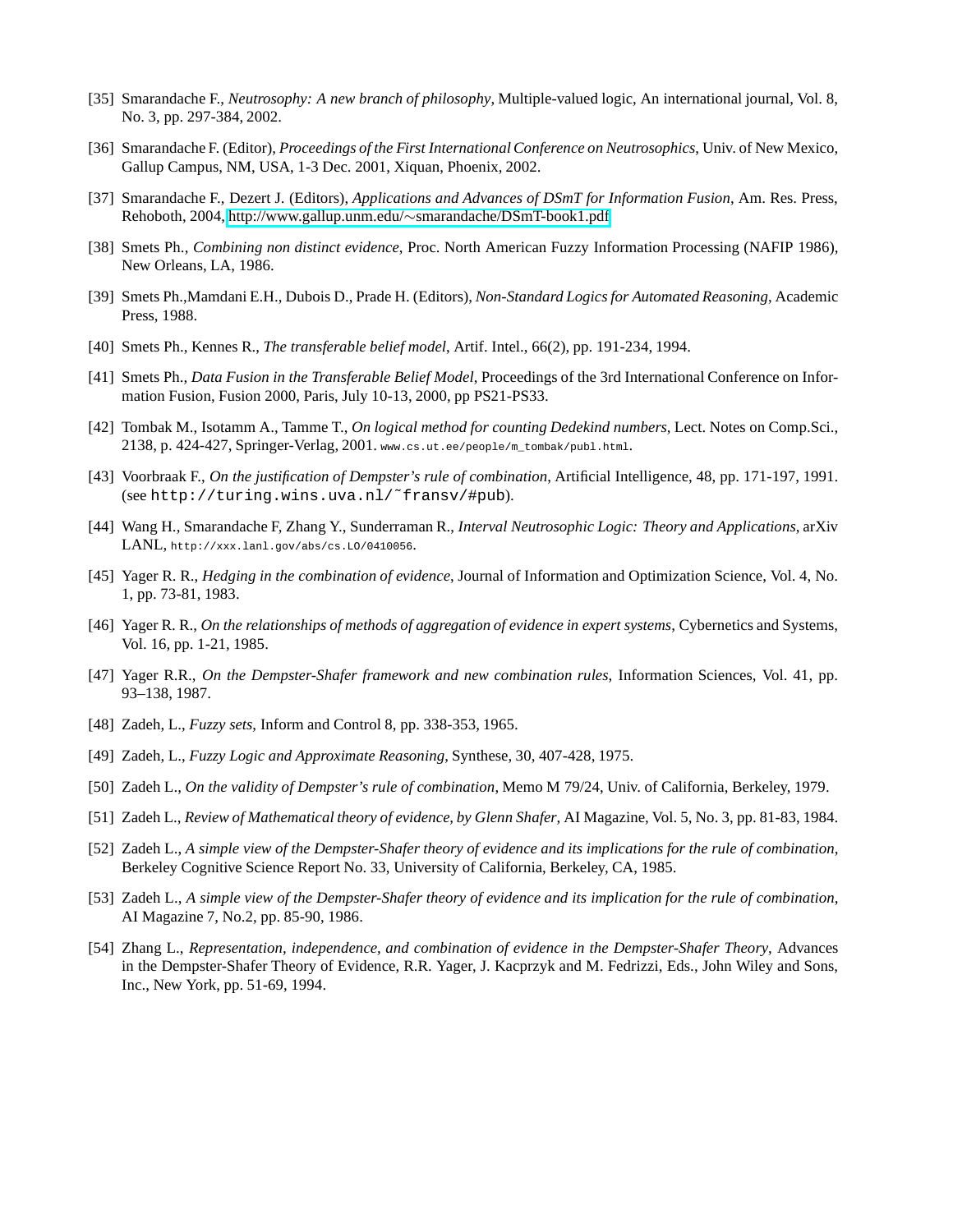[35] Smarandache F., *Neutrosophy: A new branch of philosophy*, Multiple-valued logic, An international journal, Vol. 8, No. 3, pp. 297-384, 2002.

[36] Smarandache F. (Editor), *Proceedings of the First International Conference on Neutrosophics*, Univ. of New Mexico, Gallup Campus, NM, USA, 1-3 Dec. 2001, Xiquan, Phoenix, 2002.

[37] Smarandache F., Dezert J. (Editors), *Applications and Advances of DSmT for Information Fusion*, Am. Res. Press, Rehoboth, 2004, http://www.gallup.unm.edu/∼smarandache/DSmT-book1.pdf.

[38] Smets Ph., *Combining non distinct evidence*, Proc. North American Fuzzy Information Processing (NAFIP 1986), New Orleans, LA, 1986.

[39] Smets Ph.,Mamdani E.H., Dubois D., Prade H. (Editors), *Non-Standard Logics for Automated Reasoning*, Academic Press, 1988.

[40] Smets Ph., Kennes R., *The transferable belief model*, Artif. Intel., 66(2), pp. 191-234, 1994.

[41] Smets Ph., *Data Fusion in the Transferable Belief Model*, Proceedings of the 3rd International Conference on Information Fusion, Fusion 2000, Paris, July 10-13, 2000, pp PS21-PS33.

[42] Tombak M., Isotamm A., Tamme T., *On logical method for counting Dedekind numbers*, Lect. Notes on Comp.Sci., 2138, p. 424-427, Springer-Verlag, 2001. www.cs.ut.ee/people/m_tombak/publ.html.

[43] Voorbraak F., *On the justification of Dempster's rule of combination*, Artificial Intelligence, 48, pp. 171-197, 1991. (see http://turing.wins.uva.nl/˜fransv/#pub).

[44] Wang H., Smarandache F, Zhang Y., Sunderraman R., *Interval Neutrosophic Logic: Theory and Applications*, arXiv LANL, http://xxx.lanl.gov/abs/cs.LO/0410056.

[45] Yager R. R., *Hedging in the combination of evidence*, Journal of Information and Optimization Science, Vol. 4, No. 1, pp. 73-81, 1983.

[46] Yager R. R., *On the relationships of methods of aggregation of evidence in expert systems*, Cybernetics and Systems, Vol. 16, pp. 1-21, 1985.

[47] Yager R.R., *On the Dempster-Shafer framework and new combination rules*, Information Sciences, Vol. 41, pp. 93–138, 1987.

[48] Zadeh, L., *Fuzzy sets*, Inform and Control 8, pp. 338-353, 1965.

[49] Zadeh, L., *Fuzzy Logic and Approximate Reasoning*, Synthese, 30, 407-428, 1975.

[50] Zadeh L., *On the validity of Dempster's rule of combination*, Memo M 79/24, Univ. of California, Berkeley, 1979.

[51] Zadeh L., *Review of Mathematical theory of evidence, by Glenn Shafer*, AI Magazine, Vol. 5, No. 3, pp. 81-83, 1984.

[52] Zadeh L., *A simple view of the Dempster-Shafer theory of evidence and its implications for the rule of combination*, Berkeley Cognitive Science Report No. 33, University of California, Berkeley, CA, 1985.

[53] Zadeh L., *A simple view of the Dempster-Shafer theory of evidence and its implication for the rule of combination*, AI Magazine 7, No.2, pp. 85-90, 1986.

[54] Zhang L., *Representation, independence, and combination of evidence in the Dempster-Shafer Theory*, Advances in the Dempster-Shafer Theory of Evidence, R.R. Yager, J. Kacprzyk and M. Fedrizzi, Eds., John Wiley and Sons, Inc., New York, pp. 51-69, 1994.